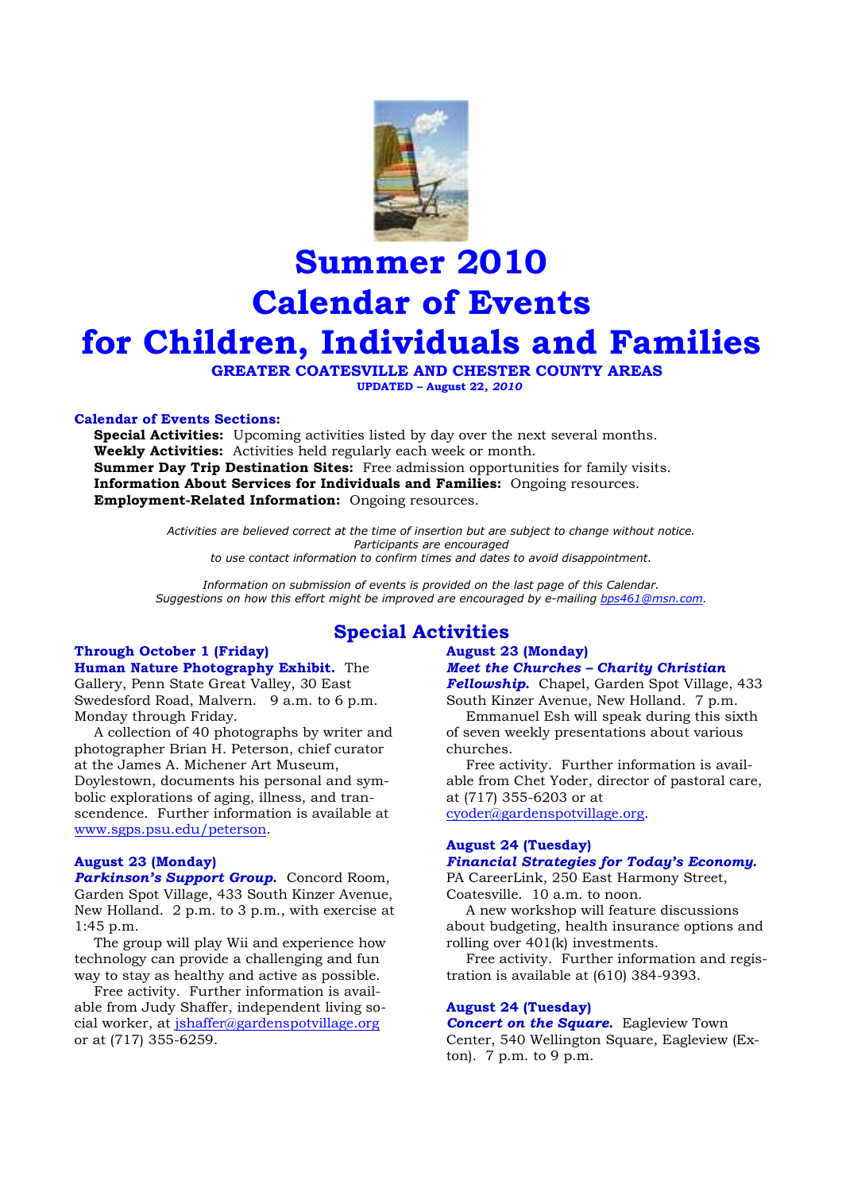# Summer 2010 Calendar of Events for Children, Individuals and Families

**GREATER COATESVILLE AND CHESTER COUNTY AREAS**

**UPDATED – August 22, *2010***

**Calendar of Events Sections:**

- **Special Activities:** Upcoming activities listed by day over the next several months.
- **Weekly Activities:** Activities held regularly each week or month.
- **Summer Day Trip Destination Sites:** Free admission opportunities for family visits.
- **Information About Services for Individuals and Families:** Ongoing resources.
- **Employment-Related Information:** Ongoing resources.

*Activities are believed correct at the time of insertion but are subject to change without notice. Participants are encouraged to use contact information to confirm times and dates to avoid disappointment.*

*Information on submission of events is provided on the last page of this Calendar. Suggestions on how this effort might be improved are encouraged by e-mailing bps461@msn.com.*

## Special Activities

### Through October 1 (Friday)

**Human Nature Photography Exhibit.** The Gallery, Penn State Great Valley, 30 East Swedesford Road, Malvern. 9 a.m. to 6 p.m. Monday through Friday.

A collection of 40 photographs by writer and photographer Brian H. Peterson, chief curator at the James A. Michener Art Museum, Doylestown, documents his personal and symbolic explorations of aging, illness, and transcendence. Further information is available at www.sgps.psu.edu/peterson.

### August 23 (Monday)

***Parkinson's Support Group.*** Concord Room, Garden Spot Village, 433 South Kinzer Avenue, New Holland. 2 p.m. to 3 p.m., with exercise at 1:45 p.m.

The group will play Wii and experience how technology can provide a challenging and fun way to stay as healthy and active as possible.

Free activity. Further information is available from Judy Shaffer, independent living social worker, at jshaffer@gardenspotvillage.org or at (717) 355-6259.

### August 23 (Monday)

***Meet the Churches – Charity Christian Fellowship.*** Chapel, Garden Spot Village, 433 South Kinzer Avenue, New Holland. 7 p.m.

Emmanuel Esh will speak during this sixth of seven weekly presentations about various churches.

Free activity. Further information is available from Chet Yoder, director of pastoral care, at (717) 355-6203 or at cyoder@gardenspotvillage.org.

### August 24 (Tuesday)

***Financial Strategies for Today's Economy.*** PA CareerLink, 250 East Harmony Street, Coatesville. 10 a.m. to noon.

A new workshop will feature discussions about budgeting, health insurance options and rolling over 401(k) investments.

Free activity. Further information and registration is available at (610) 384-9393.

### August 24 (Tuesday)

***Concert on the Square.*** Eagleview Town Center, 540 Wellington Square, Eagleview (Exton). 7 p.m. to 9 p.m.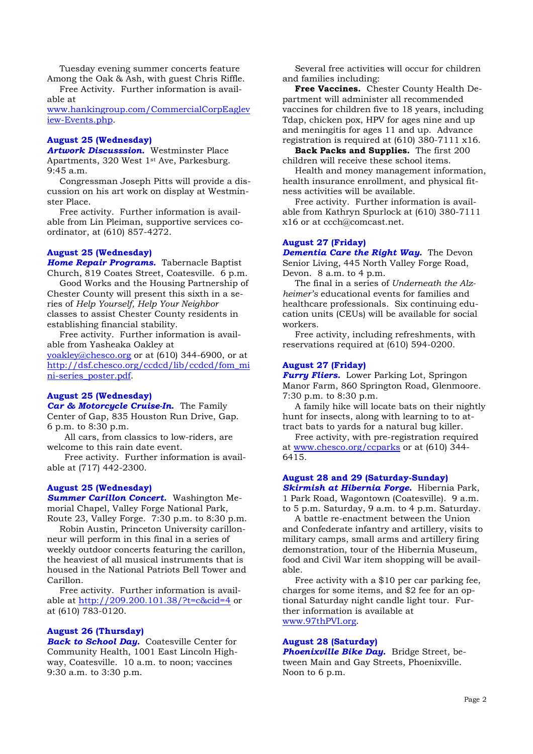Tuesday evening summer concerts feature Among the Oak & Ash, with guest Chris Riffle.

Free Activity. Further information is available at www.hankingroup.com/CommercialCorpEagleview-Events.php.

**August 25 (Wednesday)**

***Artwork Discusssion.*** Westminster Place Apartments, 320 West 1st Ave, Parkesburg. 9:45 a.m.

Congressman Joseph Pitts will provide a discussion on his art work on display at Westminster Place.

Free activity. Further information is available from Lin Pleiman, supportive services coordinator, at (610) 857-4272.

**August 25 (Wednesday)**

***Home Repair Programs.*** Tabernacle Baptist Church, 819 Coates Street, Coatesville. 6 p.m.

Good Works and the Housing Partnership of Chester County will present this sixth in a series of *Help Yourself, Help Your Neighbor* classes to assist Chester County residents in establishing financial stability.

Free activity. Further information is available from Yasheaka Oakley at yoakley@chesco.org or at (610) 344-6900, or at http://dsf.chesco.org/ccdcd/lib/ccdcd/fom_mini-series_poster.pdf.

**August 25 (Wednesday)**

***Car & Motorcycle Cruise-In.*** The Family Center of Gap, 835 Houston Run Drive, Gap. 6 p.m. to 8:30 p.m.

All cars, from classics to low-riders, are welcome to this rain date event.

Free activity. Further information is available at (717) 442-2300.

**August 25 (Wednesday)**

***Summer Carillon Concert.*** Washington Memorial Chapel, Valley Forge National Park, Route 23, Valley Forge. 7:30 p.m. to 8:30 p.m.

Robin Austin, Princeton University carillonneur will perform in this final in a series of weekly outdoor concerts featuring the carillon, the heaviest of all musical instruments that is housed in the National Patriots Bell Tower and Carillon.

Free activity. Further information is available at http://209.200.101.38/?t=c&cid=4 or at (610) 783-0120.

**August 26 (Thursday)**

***Back to School Day.*** Coatesville Center for Community Health, 1001 East Lincoln Highway, Coatesville. 10 a.m. to noon; vaccines 9:30 a.m. to 3:30 p.m.

Several free activities will occur for children and families including:

**Free Vaccines.** Chester County Health Department will administer all recommended vaccines for children five to 18 years, including Tdap, chicken pox, HPV for ages nine and up and meningitis for ages 11 and up. Advance registration is required at (610) 380-7111 x16.

**Back Packs and Supplies.** The first 200 children will receive these school items.

Health and money management information, health insurance enrollment, and physical fitness activities will be available.

Free activity. Further information is available from Kathryn Spurlock at (610) 380-7111 x16 or at ccch@comcast.net.

**August 27 (Friday)**

***Dementia Care the Right Way.*** The Devon Senior Living, 445 North Valley Forge Road, Devon. 8 a.m. to 4 p.m.

The final in a series of *Underneath the Alzheimer's* educational events for families and healthcare professionals. Six continuing education units (CEUs) will be available for social workers.

Free activity, including refreshments, with reservations required at (610) 594-0200.

**August 27 (Friday)**

***Furry Fliers.*** Lower Parking Lot, Springon Manor Farm, 860 Springton Road, Glenmoore. 7:30 p.m. to 8:30 p.m.

A family hike will locate bats on their nightly hunt for insects, along with learning to to attract bats to yards for a natural bug killer.

Free activity, with pre-registration required at www.chesco.org/ccparks or at (610) 344-6415.

**August 28 and 29 (Saturday-Sunday)**

***Skirmish at Hibernia Forge.*** Hibernia Park, 1 Park Road, Wagontown (Coatesville). 9 a.m. to 5 p.m. Saturday, 9 a.m. to 4 p.m. Saturday.

A battle re-enactment between the Union and Confederate infantry and artillery, visits to military camps, small arms and artillery firing demonstration, tour of the Hibernia Museum, food and Civil War item shopping will be available.

Free activity with a $10 per car parking fee, charges for some items, and $2 fee for an optional Saturday night candle light tour. Further information is available at www.97thPVI.org.

**August 28 (Saturday)**

***Phoenixville Bike Day.*** Bridge Street, between Main and Gay Streets, Phoenixville. Noon to 6 p.m.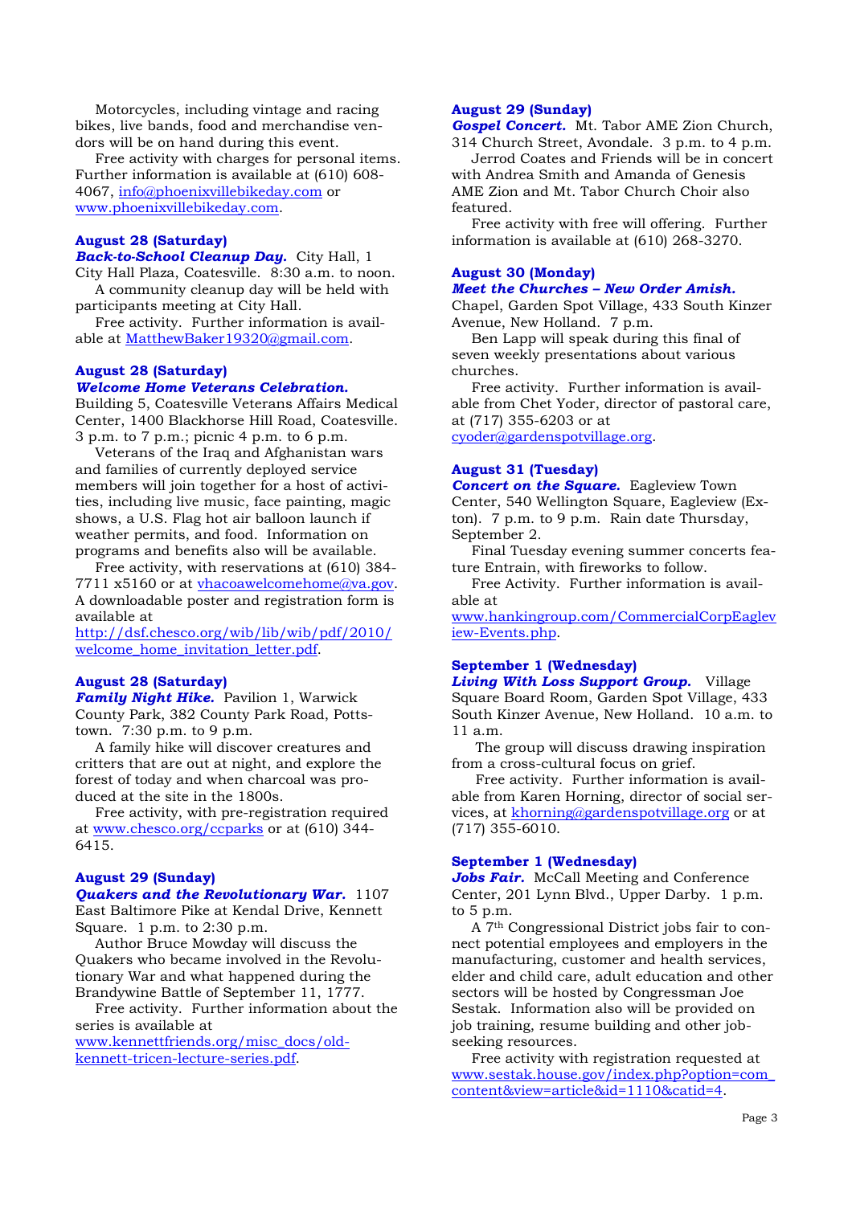Motorcycles, including vintage and racing bikes, live bands, food and merchandise vendors will be on hand during this event.

Free activity with charges for personal items. Further information is available at (610) 608-4067, info@phoenixvillebikeday.com or www.phoenixvillebikeday.com.

**August 28 (Saturday)**
***Back-to-School Cleanup Day.*** City Hall, 1 City Hall Plaza, Coatesville. 8:30 a.m. to noon.

A community cleanup day will be held with participants meeting at City Hall.

Free activity. Further information is available at MatthewBaker19320@gmail.com.

**August 28 (Saturday)**
***Welcome Home Veterans Celebration.*** Building 5, Coatesville Veterans Affairs Medical Center, 1400 Blackhorse Hill Road, Coatesville. 3 p.m. to 7 p.m.; picnic 4 p.m. to 6 p.m.

Veterans of the Iraq and Afghanistan wars and families of currently deployed service members will join together for a host of activities, including live music, face painting, magic shows, a U.S. Flag hot air balloon launch if weather permits, and food. Information on programs and benefits also will be available.

Free activity, with reservations at (610) 384-7711 x5160 or at vhacoawelcomehome@va.gov. A downloadable poster and registration form is available at http://dsf.chesco.org/wib/lib/wib/pdf/2010/welcome_home_invitation_letter.pdf.

**August 28 (Saturday)**
***Family Night Hike.*** Pavilion 1, Warwick County Park, 382 County Park Road, Pottstown. 7:30 p.m. to 9 p.m.

A family hike will discover creatures and critters that are out at night, and explore the forest of today and when charcoal was produced at the site in the 1800s.

Free activity, with pre-registration required at www.chesco.org/ccparks or at (610) 344-6415.

**August 29 (Sunday)**
***Quakers and the Revolutionary War.*** 1107 East Baltimore Pike at Kendal Drive, Kennett Square. 1 p.m. to 2:30 p.m.

Author Bruce Mowday will discuss the Quakers who became involved in the Revolutionary War and what happened during the Brandywine Battle of September 11, 1777.

Free activity. Further information about the series is available at www.kennettfriends.org/misc_docs/old-kennett-tricen-lecture-series.pdf.

**August 29 (Sunday)**
***Gospel Concert.*** Mt. Tabor AME Zion Church, 314 Church Street, Avondale. 3 p.m. to 4 p.m.

Jerrod Coates and Friends will be in concert with Andrea Smith and Amanda of Genesis AME Zion and Mt. Tabor Church Choir also featured.

Free activity with free will offering. Further information is available at (610) 268-3270.

**August 30 (Monday)**
***Meet the Churches – New Order Amish.*** Chapel, Garden Spot Village, 433 South Kinzer Avenue, New Holland. 7 p.m.

Ben Lapp will speak during this final of seven weekly presentations about various churches.

Free activity. Further information is available from Chet Yoder, director of pastoral care, at (717) 355-6203 or at cyoder@gardenspotvillage.org.

**August 31 (Tuesday)**
***Concert on the Square.*** Eagleview Town Center, 540 Wellington Square, Eagleview (Exton). 7 p.m. to 9 p.m. Rain date Thursday, September 2.

Final Tuesday evening summer concerts feature Entrain, with fireworks to follow.

Free Activity. Further information is available at www.hankingroup.com/CommercialCorpEagleview-Events.php.

**September 1 (Wednesday)**
***Living With Loss Support Group.*** Village Square Board Room, Garden Spot Village, 433 South Kinzer Avenue, New Holland. 10 a.m. to 11 a.m.

The group will discuss drawing inspiration from a cross-cultural focus on grief.

Free activity. Further information is available from Karen Horning, director of social services, at khorning@gardenspotvillage.org or at (717) 355-6010.

**September 1 (Wednesday)**
***Jobs Fair.*** McCall Meeting and Conference Center, 201 Lynn Blvd., Upper Darby. 1 p.m. to 5 p.m.

A 7th Congressional District jobs fair to connect potential employees and employers in the manufacturing, customer and health services, elder and child care, adult education and other sectors will be hosted by Congressman Joe Sestak. Information also will be provided on job training, resume building and other job-seeking resources.

Free activity with registration requested at www.sestak.house.gov/index.php?option=com_content&view=article&id=1110&catid=4.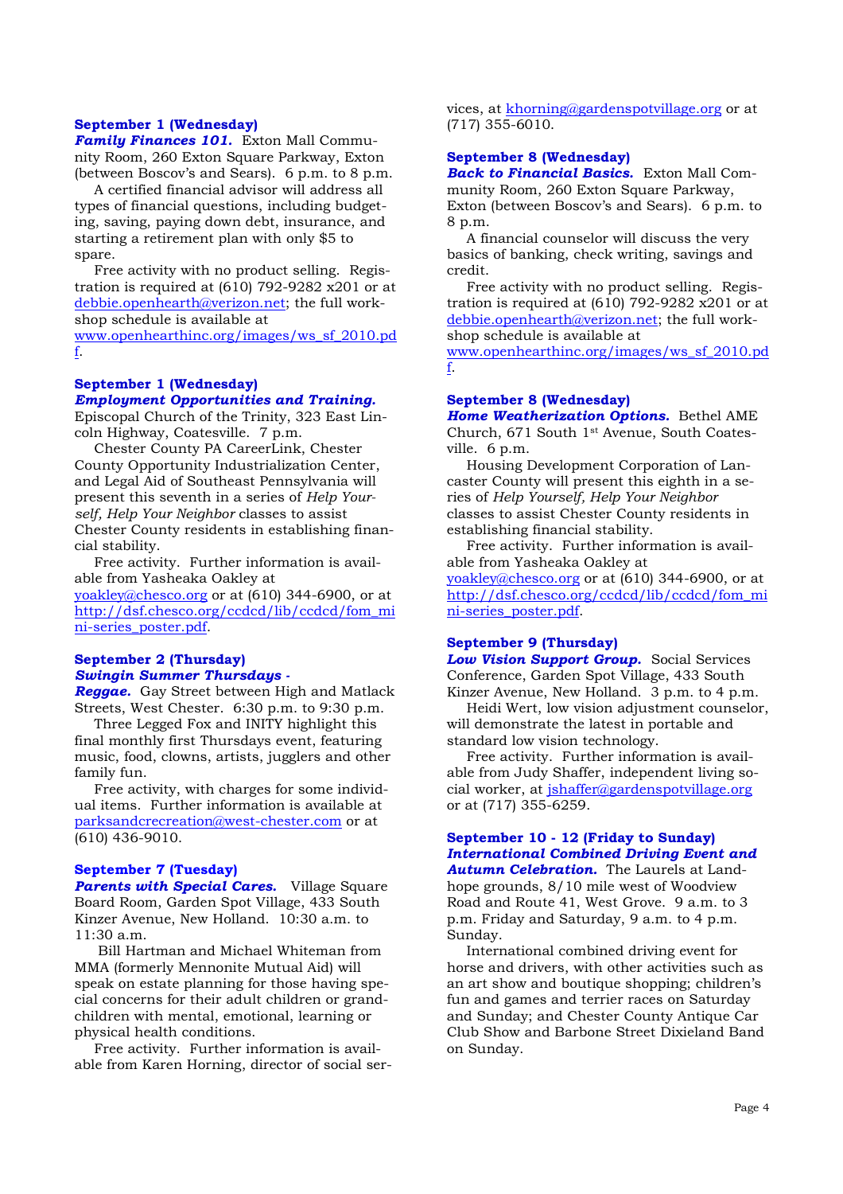**September 1 (Wednesday)**
***Family Finances 101.*** Exton Mall Community Room, 260 Exton Square Parkway, Exton (between Boscov's and Sears). 6 p.m. to 8 p.m.

A certified financial advisor will address all types of financial questions, including budgeting, saving, paying down debt, insurance, and starting a retirement plan with only $5 to spare.

Free activity with no product selling. Registration is required at (610) 792-9282 x201 or at debbie.openhearth@verizon.net; the full workshop schedule is available at www.openhearthinc.org/images/ws_sf_2010.pdf.

**September 1 (Wednesday)**
***Employment Opportunities and Training.*** Episcopal Church of the Trinity, 323 East Lincoln Highway, Coatesville. 7 p.m.

Chester County PA CareerLink, Chester County Opportunity Industrialization Center, and Legal Aid of Southeast Pennsylvania will present this seventh in a series of *Help Yourself, Help Your Neighbor* classes to assist Chester County residents in establishing financial stability.

Free activity. Further information is available from Yasheaka Oakley at yoakley@chesco.org or at (610) 344-6900, or at http://dsf.chesco.org/ccdcd/lib/ccdcd/fom_mini-series_poster.pdf.

**September 2 (Thursday)**
***Swingin Summer Thursdays - Reggae.*** Gay Street between High and Matlack Streets, West Chester. 6:30 p.m. to 9:30 p.m.

Three Legged Fox and INITY highlight this final monthly first Thursdays event, featuring music, food, clowns, artists, jugglers and other family fun.

Free activity, with charges for some individual items. Further information is available at parksandcrecreation@west-chester.com or at (610) 436-9010.

**September 7 (Tuesday)**
***Parents with Special Cares.*** Village Square Board Room, Garden Spot Village, 433 South Kinzer Avenue, New Holland. 10:30 a.m. to 11:30 a.m.

Bill Hartman and Michael Whiteman from MMA (formerly Mennonite Mutual Aid) will speak on estate planning for those having special concerns for their adult children or grandchildren with mental, emotional, learning or physical health conditions.

Free activity. Further information is available from Karen Horning, director of social services, at khorning@gardenspotvillage.org or at (717) 355-6010.

**September 8 (Wednesday)**
***Back to Financial Basics.*** Exton Mall Community Room, 260 Exton Square Parkway, Exton (between Boscov's and Sears). 6 p.m. to 8 p.m.

A financial counselor will discuss the very basics of banking, check writing, savings and credit.

Free activity with no product selling. Registration is required at (610) 792-9282 x201 or at debbie.openhearth@verizon.net; the full workshop schedule is available at www.openhearthinc.org/images/ws_sf_2010.pdf.

**September 8 (Wednesday)**
***Home Weatherization Options.*** Bethel AME Church, 671 South 1st Avenue, South Coatesville. 6 p.m.

Housing Development Corporation of Lancaster County will present this eighth in a series of *Help Yourself, Help Your Neighbor* classes to assist Chester County residents in establishing financial stability.

Free activity. Further information is available from Yasheaka Oakley at yoakley@chesco.org or at (610) 344-6900, or at http://dsf.chesco.org/ccdcd/lib/ccdcd/fom_mini-series_poster.pdf.

**September 9 (Thursday)**
***Low Vision Support Group.*** Social Services Conference, Garden Spot Village, 433 South Kinzer Avenue, New Holland. 3 p.m. to 4 p.m.

Heidi Wert, low vision adjustment counselor, will demonstrate the latest in portable and standard low vision technology.

Free activity. Further information is available from Judy Shaffer, independent living social worker, at jshaffer@gardenspotvillage.org or at (717) 355-6259.

**September 10 - 12 (Friday to Sunday)**
***International Combined Driving Event and Autumn Celebration.*** The Laurels at Landhope grounds, 8/10 mile west of Woodview Road and Route 41, West Grove. 9 a.m. to 3 p.m. Friday and Saturday, 9 a.m. to 4 p.m. Sunday.

International combined driving event for horse and drivers, with other activities such as an art show and boutique shopping; children's fun and games and terrier races on Saturday and Sunday; and Chester County Antique Car Club Show and Barbone Street Dixieland Band on Sunday.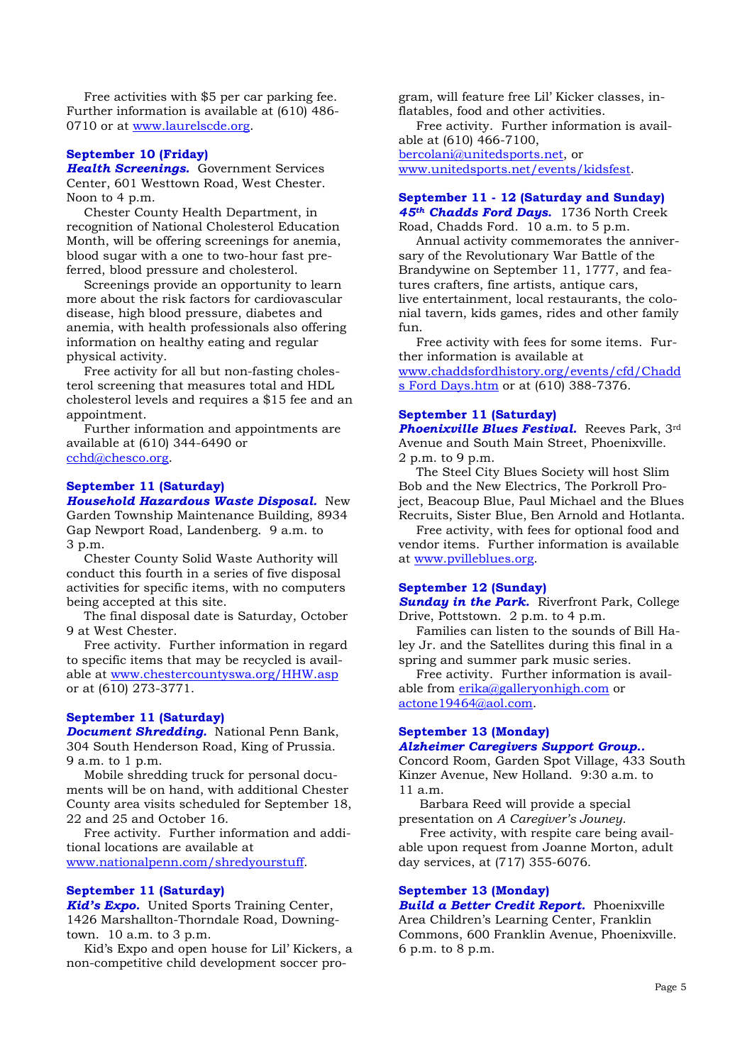Free activities with $5 per car parking fee. Further information is available at (610) 486-0710 or at www.laurelscde.org.

**September 10 (Friday)**
***Health Screenings.*** Government Services Center, 601 Westtown Road, West Chester. Noon to 4 p.m.

Chester County Health Department, in recognition of National Cholesterol Education Month, will be offering screenings for anemia, blood sugar with a one to two-hour fast preferred, blood pressure and cholesterol.

Screenings provide an opportunity to learn more about the risk factors for cardiovascular disease, high blood pressure, diabetes and anemia, with health professionals also offering information on healthy eating and regular physical activity.

Free activity for all but non-fasting cholesterol screening that measures total and HDL cholesterol levels and requires a $15 fee and an appointment.

Further information and appointments are available at (610) 344-6490 or cchd@chesco.org.

**September 11 (Saturday)**
***Household Hazardous Waste Disposal.*** New Garden Township Maintenance Building, 8934 Gap Newport Road, Landenberg. 9 a.m. to 3 p.m.

Chester County Solid Waste Authority will conduct this fourth in a series of five disposal activities for specific items, with no computers being accepted at this site.

The final disposal date is Saturday, October 9 at West Chester.

Free activity. Further information in regard to specific items that may be recycled is available at www.chestercountyswa.org/HHW.asp or at (610) 273-3771.

**September 11 (Saturday)**
***Document Shredding.*** National Penn Bank, 304 South Henderson Road, King of Prussia. 9 a.m. to 1 p.m.

Mobile shredding truck for personal documents will be on hand, with additional Chester County area visits scheduled for September 18, 22 and 25 and October 16.

Free activity. Further information and additional locations are available at www.nationalpenn.com/shredyourstuff.

**September 11 (Saturday)**
***Kid's Expo.*** United Sports Training Center, 1426 Marshallton-Thorndale Road, Downingtown. 10 a.m. to 3 p.m.

Kid's Expo and open house for Lil' Kickers, a non-competitive child development soccer program, will feature free Lil' Kicker classes, inflatables, food and other activities.

Free activity. Further information is available at (610) 466-7100, bercolani@unitedsports.net, or www.unitedsports.net/events/kidsfest.

**September 11 - 12 (Saturday and Sunday)**
***45th Chadds Ford Days.*** 1736 North Creek Road, Chadds Ford. 10 a.m. to 5 p.m.

Annual activity commemorates the anniversary of the Revolutionary War Battle of the Brandywine on September 11, 1777, and features crafters, fine artists, antique cars, live entertainment, local restaurants, the colonial tavern, kids games, rides and other family fun.

Free activity with fees for some items. Further information is available at www.chaddsfordhistory.org/events/cfd/Chadds Ford Days.htm or at (610) 388-7376.

**September 11 (Saturday)**
***Phoenixville Blues Festival.*** Reeves Park, 3rd Avenue and South Main Street, Phoenixville. 2 p.m. to 9 p.m.

The Steel City Blues Society will host Slim Bob and the New Electrics, The Porkroll Project, Beacoup Blue, Paul Michael and the Blues Recruits, Sister Blue, Ben Arnold and Hotlanta.

Free activity, with fees for optional food and vendor items. Further information is available at www.pvilleblues.org.

**September 12 (Sunday)**
***Sunday in the Park.*** Riverfront Park, College Drive, Pottstown. 2 p.m. to 4 p.m.

Families can listen to the sounds of Bill Haley Jr. and the Satellites during this final in a spring and summer park music series.

Free activity. Further information is available from erika@galleryonhigh.com or actone19464@aol.com.

**September 13 (Monday)**
***Alzheimer Caregivers Support Group..*** Concord Room, Garden Spot Village, 433 South Kinzer Avenue, New Holland. 9:30 a.m. to 11 a.m.

Barbara Reed will provide a special presentation on *A Caregiver's Jouney*.

Free activity, with respite care being available upon request from Joanne Morton, adult day services, at (717) 355-6076.

**September 13 (Monday)**
***Build a Better Credit Report.*** Phoenixville Area Children's Learning Center, Franklin Commons, 600 Franklin Avenue, Phoenixville. 6 p.m. to 8 p.m.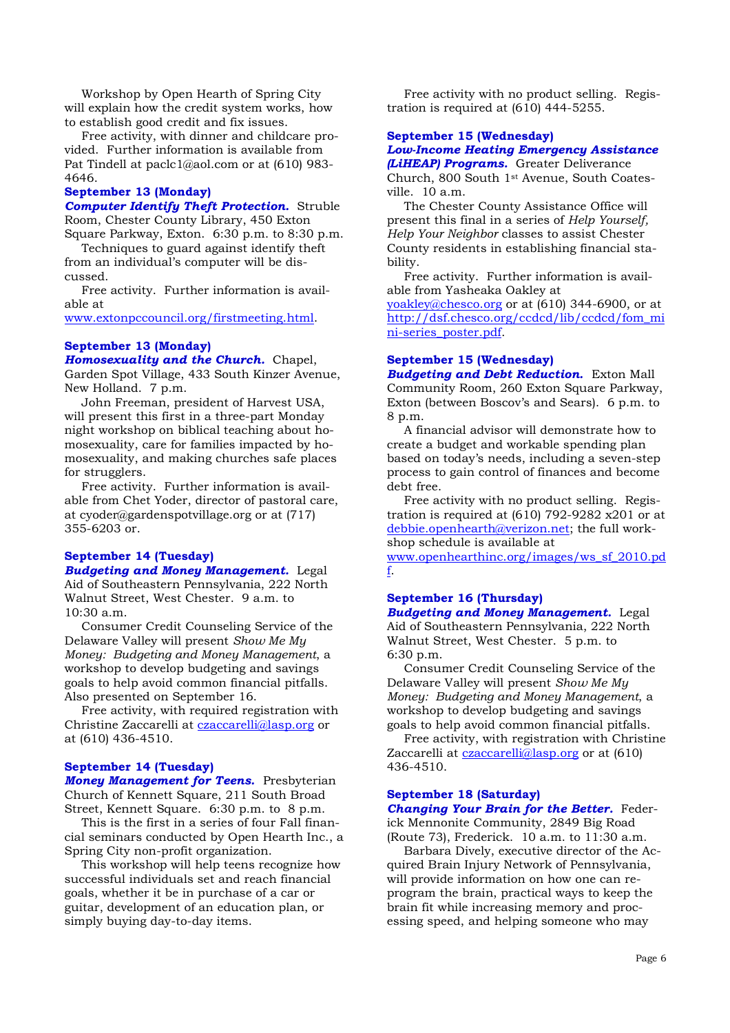Workshop by Open Hearth of Spring City will explain how the credit system works, how to establish good credit and fix issues.

Free activity, with dinner and childcare provided. Further information is available from Pat Tindell at paclc1@aol.com or at (610) 983-4646.

**September 13 (Monday)**

***Computer Identify Theft Protection.*** Struble Room, Chester County Library, 450 Exton Square Parkway, Exton. 6:30 p.m. to 8:30 p.m.

Techniques to guard against identify theft from an individual's computer will be discussed.

Free activity. Further information is available at www.extonpccouncil.org/firstmeeting.html.

**September 13 (Monday)**

***Homosexuality and the Church.*** Chapel, Garden Spot Village, 433 South Kinzer Avenue, New Holland. 7 p.m.

John Freeman, president of Harvest USA, will present this first in a three-part Monday night workshop on biblical teaching about homosexuality, care for families impacted by homosexuality, and making churches safe places for strugglers.

Free activity. Further information is available from Chet Yoder, director of pastoral care, at cyoder@gardenspotvillage.org or at (717) 355-6203 or.

**September 14 (Tuesday)**

***Budgeting and Money Management.*** Legal Aid of Southeastern Pennsylvania, 222 North Walnut Street, West Chester. 9 a.m. to 10:30 a.m.

Consumer Credit Counseling Service of the Delaware Valley will present *Show Me My Money: Budgeting and Money Management*, a workshop to develop budgeting and savings goals to help avoid common financial pitfalls. Also presented on September 16.

Free activity, with required registration with Christine Zaccarelli at czaccarelli@lasp.org or at (610) 436-4510.

**September 14 (Tuesday)**

***Money Management for Teens.*** Presbyterian Church of Kennett Square, 211 South Broad Street, Kennett Square. 6:30 p.m. to 8 p.m.

This is the first in a series of four Fall financial seminars conducted by Open Hearth Inc., a Spring City non-profit organization.

This workshop will help teens recognize how successful individuals set and reach financial goals, whether it be in purchase of a car or guitar, development of an education plan, or simply buying day-to-day items.

Free activity with no product selling. Registration is required at (610) 444-5255.

**September 15 (Wednesday)**

***Low-Income Heating Emergency Assistance (LiHEAP) Programs.*** Greater Deliverance Church, 800 South 1st Avenue, South Coatesville. 10 a.m.

The Chester County Assistance Office will present this final in a series of *Help Yourself, Help Your Neighbor* classes to assist Chester County residents in establishing financial stability.

Free activity. Further information is available from Yasheaka Oakley at yoakley@chesco.org or at (610) 344-6900, or at http://dsf.chesco.org/ccdcd/lib/ccdcd/fom_mini-series_poster.pdf.

**September 15 (Wednesday)**

***Budgeting and Debt Reduction.*** Exton Mall Community Room, 260 Exton Square Parkway, Exton (between Boscov's and Sears). 6 p.m. to 8 p.m.

A financial advisor will demonstrate how to create a budget and workable spending plan based on today's needs, including a seven-step process to gain control of finances and become debt free.

Free activity with no product selling. Registration is required at (610) 792-9282 x201 or at debbie.openhearth@verizon.net; the full workshop schedule is available at www.openhearthinc.org/images/ws_sf_2010.pdf.

**September 16 (Thursday)**

***Budgeting and Money Management.*** Legal Aid of Southeastern Pennsylvania, 222 North Walnut Street, West Chester. 5 p.m. to 6:30 p.m.

Consumer Credit Counseling Service of the Delaware Valley will present *Show Me My Money: Budgeting and Money Management*, a workshop to develop budgeting and savings goals to help avoid common financial pitfalls.

Free activity, with registration with Christine Zaccarelli at czaccarelli@lasp.org or at (610) 436-4510.

**September 18 (Saturday)**

***Changing Your Brain for the Better.*** Frederick Mennonite Community, 2849 Big Road (Route 73), Frederick. 10 a.m. to 11:30 a.m.

Barbara Dively, executive director of the Acquired Brain Injury Network of Pennsylvania, will provide information on how one can reprogram the brain, practical ways to keep the brain fit while increasing memory and processing speed, and helping someone who may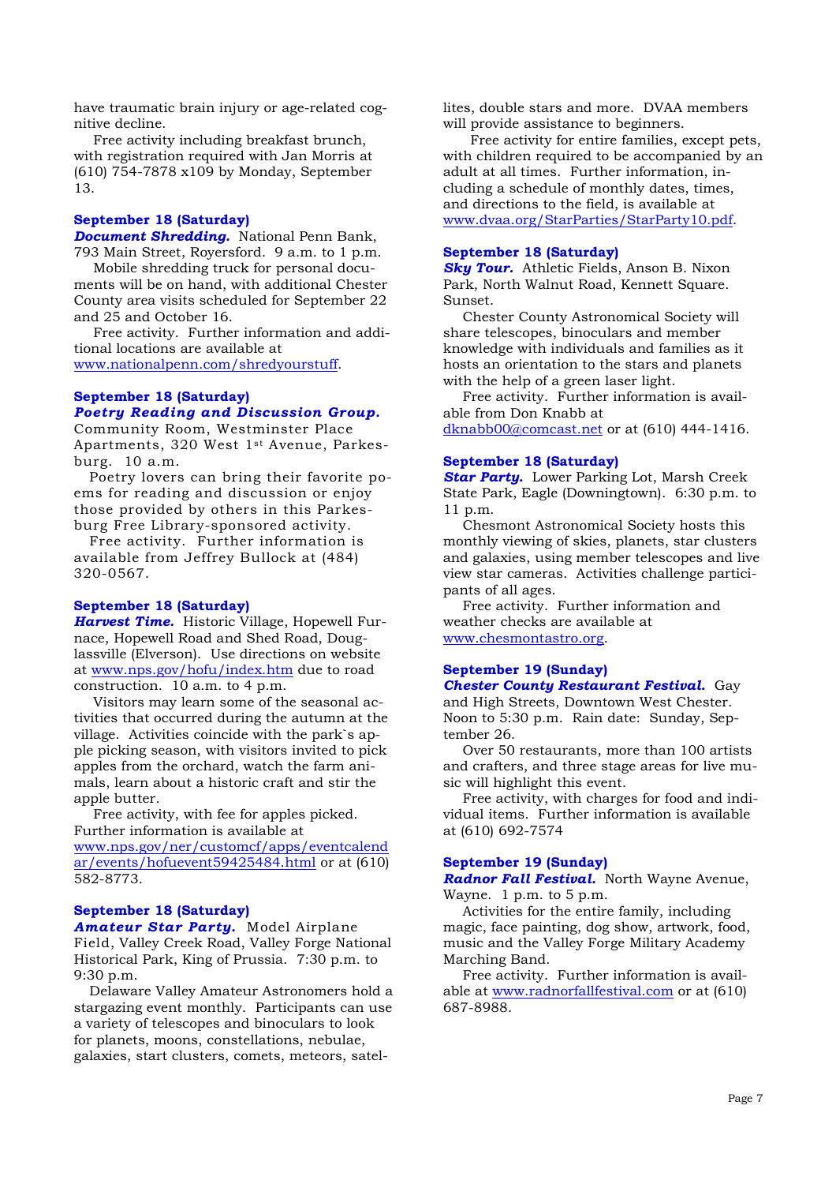have traumatic brain injury or age-related cognitive decline.

Free activity including breakfast brunch, with registration required with Jan Morris at (610) 754-7878 x109 by Monday, September 13.

**September 18 (Saturday)**
***Document Shredding.*** National Penn Bank, 793 Main Street, Royersford. 9 a.m. to 1 p.m.

Mobile shredding truck for personal documents will be on hand, with additional Chester County area visits scheduled for September 22 and 25 and October 16.

Free activity. Further information and additional locations are available at www.nationalpenn.com/shredyourstuff.

**September 18 (Saturday)**
***Poetry Reading and Discussion Group.*** Community Room, Westminster Place Apartments, 320 West 1st Avenue, Parkesburg. 10 a.m.

Poetry lovers can bring their favorite poems for reading and discussion or enjoy those provided by others in this Parkesburg Free Library-sponsored activity.

Free activity. Further information is available from Jeffrey Bullock at (484) 320-0567.

**September 18 (Saturday)**
***Harvest Time.*** Historic Village, Hopewell Furnace, Hopewell Road and Shed Road, Douglassville (Elverson). Use directions on website at www.nps.gov/hofu/index.htm due to road construction. 10 a.m. to 4 p.m.

Visitors may learn some of the seasonal activities that occurred during the autumn at the village. Activities coincide with the park`s apple picking season, with visitors invited to pick apples from the orchard, watch the farm animals, learn about a historic craft and stir the apple butter.

Free activity, with fee for apples picked. Further information is available at www.nps.gov/ner/customcf/apps/eventcalendar/events/hofuevent59425484.html or at (610) 582-8773.

**September 18 (Saturday)**
***Amateur Star Party.*** Model Airplane Field, Valley Creek Road, Valley Forge National Historical Park, King of Prussia. 7:30 p.m. to 9:30 p.m.

Delaware Valley Amateur Astronomers hold a stargazing event monthly. Participants can use a variety of telescopes and binoculars to look for planets, moons, constellations, nebulae, galaxies, start clusters, comets, meteors, satellites, double stars and more. DVAA members will provide assistance to beginners.

Free activity for entire families, except pets, with children required to be accompanied by an adult at all times. Further information, including a schedule of monthly dates, times, and directions to the field, is available at www.dvaa.org/StarParties/StarParty10.pdf.

**September 18 (Saturday)**
***Sky Tour.*** Athletic Fields, Anson B. Nixon Park, North Walnut Road, Kennett Square. Sunset.

Chester County Astronomical Society will share telescopes, binoculars and member knowledge with individuals and families as it hosts an orientation to the stars and planets with the help of a green laser light.

Free activity. Further information is available from Don Knabb at dknabb00@comcast.net or at (610) 444-1416.

**September 18 (Saturday)**
***Star Party.*** Lower Parking Lot, Marsh Creek State Park, Eagle (Downingtown). 6:30 p.m. to 11 p.m.

Chesmont Astronomical Society hosts this monthly viewing of skies, planets, star clusters and galaxies, using member telescopes and live view star cameras. Activities challenge participants of all ages.

Free activity. Further information and weather checks are available at www.chesmontastro.org.

**September 19 (Sunday)**
***Chester County Restaurant Festival.*** Gay and High Streets, Downtown West Chester. Noon to 5:30 p.m. Rain date: Sunday, September 26.

Over 50 restaurants, more than 100 artists and crafters, and three stage areas for live music will highlight this event.

Free activity, with charges for food and individual items. Further information is available at (610) 692-7574

**September 19 (Sunday)**
***Radnor Fall Festival.*** North Wayne Avenue, Wayne. 1 p.m. to 5 p.m.

Activities for the entire family, including magic, face painting, dog show, artwork, food, music and the Valley Forge Military Academy Marching Band.

Free activity. Further information is available at www.radnorfallfestival.com or at (610) 687-8988.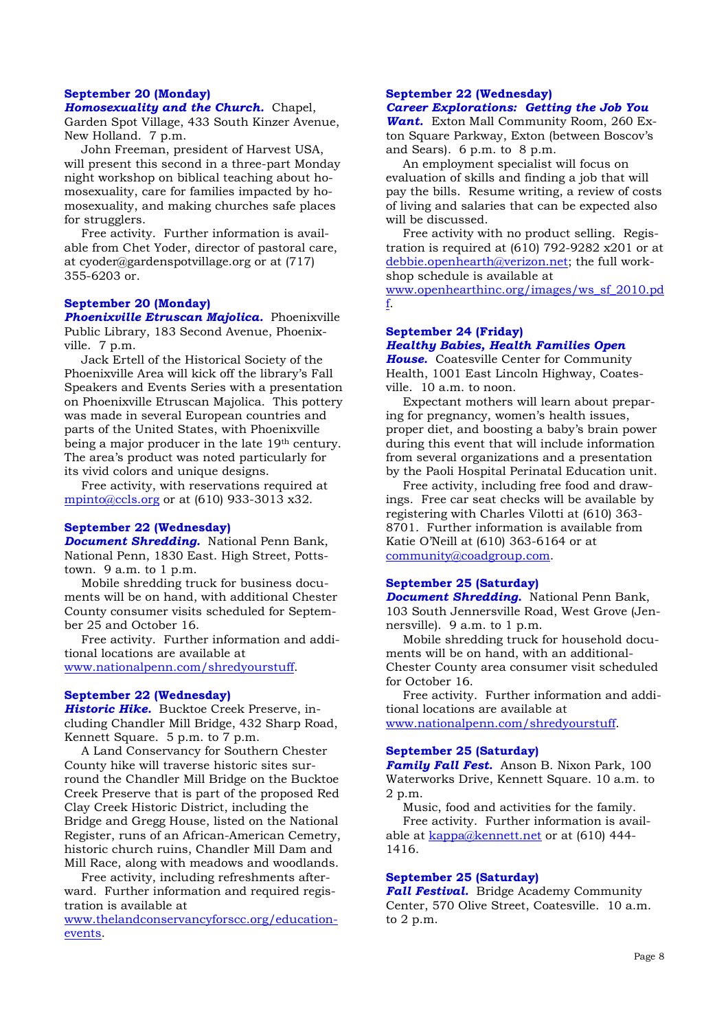**September 20 (Monday)**
***Homosexuality and the Church.*** Chapel, Garden Spot Village, 433 South Kinzer Avenue, New Holland. 7 p.m.

John Freeman, president of Harvest USA, will present this second in a three-part Monday night workshop on biblical teaching about homosexuality, care for families impacted by homosexuality, and making churches safe places for strugglers.

Free activity. Further information is available from Chet Yoder, director of pastoral care, at cyoder@gardenspotvillage.org or at (717) 355-6203 or.

**September 20 (Monday)**
***Phoenixville Etruscan Majolica.*** Phoenixville Public Library, 183 Second Avenue, Phoenixville. 7 p.m.

Jack Ertell of the Historical Society of the Phoenixville Area will kick off the library's Fall Speakers and Events Series with a presentation on Phoenixville Etruscan Majolica. This pottery was made in several European countries and parts of the United States, with Phoenixville being a major producer in the late 19th century. The area's product was noted particularly for its vivid colors and unique designs.

Free activity, with reservations required at mpinto@ccls.org or at (610) 933-3013 x32.

**September 22 (Wednesday)**
***Document Shredding.*** National Penn Bank, National Penn, 1830 East. High Street, Pottstown. 9 a.m. to 1 p.m.

Mobile shredding truck for business documents will be on hand, with additional Chester County consumer visits scheduled for September 25 and October 16.

Free activity. Further information and additional locations are available at www.nationalpenn.com/shredyourstuff.

**September 22 (Wednesday)**
***Historic Hike.*** Bucktoe Creek Preserve, including Chandler Mill Bridge, 432 Sharp Road, Kennett Square. 5 p.m. to 7 p.m.

A Land Conservancy for Southern Chester County hike will traverse historic sites surround the Chandler Mill Bridge on the Bucktoe Creek Preserve that is part of the proposed Red Clay Creek Historic District, including the Bridge and Gregg House, listed on the National Register, runs of an African-American Cemetry, historic church ruins, Chandler Mill Dam and Mill Race, along with meadows and woodlands.

Free activity, including refreshments afterward. Further information and required registration is available at www.thelandconservancyforscc.org/education-events.

**September 22 (Wednesday)**
***Career Explorations: Getting the Job You Want.*** Exton Mall Community Room, 260 Exton Square Parkway, Exton (between Boscov's and Sears). 6 p.m. to 8 p.m.

An employment specialist will focus on evaluation of skills and finding a job that will pay the bills. Resume writing, a review of costs of living and salaries that can be expected also will be discussed.

Free activity with no product selling. Registration is required at (610) 792-9282 x201 or at debbie.openhearth@verizon.net; the full workshop schedule is available at www.openhearthinc.org/images/ws_sf_2010.pdf.

**September 24 (Friday)**
***Healthy Babies, Health Families Open House.*** Coatesville Center for Community Health, 1001 East Lincoln Highway, Coatesville. 10 a.m. to noon.

Expectant mothers will learn about preparing for pregnancy, women's health issues, proper diet, and boosting a baby's brain power during this event that will include information from several organizations and a presentation by the Paoli Hospital Perinatal Education unit.

Free activity, including free food and drawings. Free car seat checks will be available by registering with Charles Vilotti at (610) 363-8701. Further information is available from Katie O'Neill at (610) 363-6164 or at community@coadgroup.com.

**September 25 (Saturday)**
***Document Shredding.*** National Penn Bank, 103 South Jennersville Road, West Grove (Jennersville). 9 a.m. to 1 p.m.

Mobile shredding truck for household documents will be on hand, with an additional-Chester County area consumer visit scheduled for October 16.

Free activity. Further information and additional locations are available at www.nationalpenn.com/shredyourstuff.

**September 25 (Saturday)**
***Family Fall Fest.*** Anson B. Nixon Park, 100 Waterworks Drive, Kennett Square. 10 a.m. to 2 p.m.

Music, food and activities for the family.

Free activity. Further information is available at kappa@kennett.net or at (610) 444-1416.

**September 25 (Saturday)**
***Fall Festival.*** Bridge Academy Community Center, 570 Olive Street, Coatesville. 10 a.m. to 2 p.m.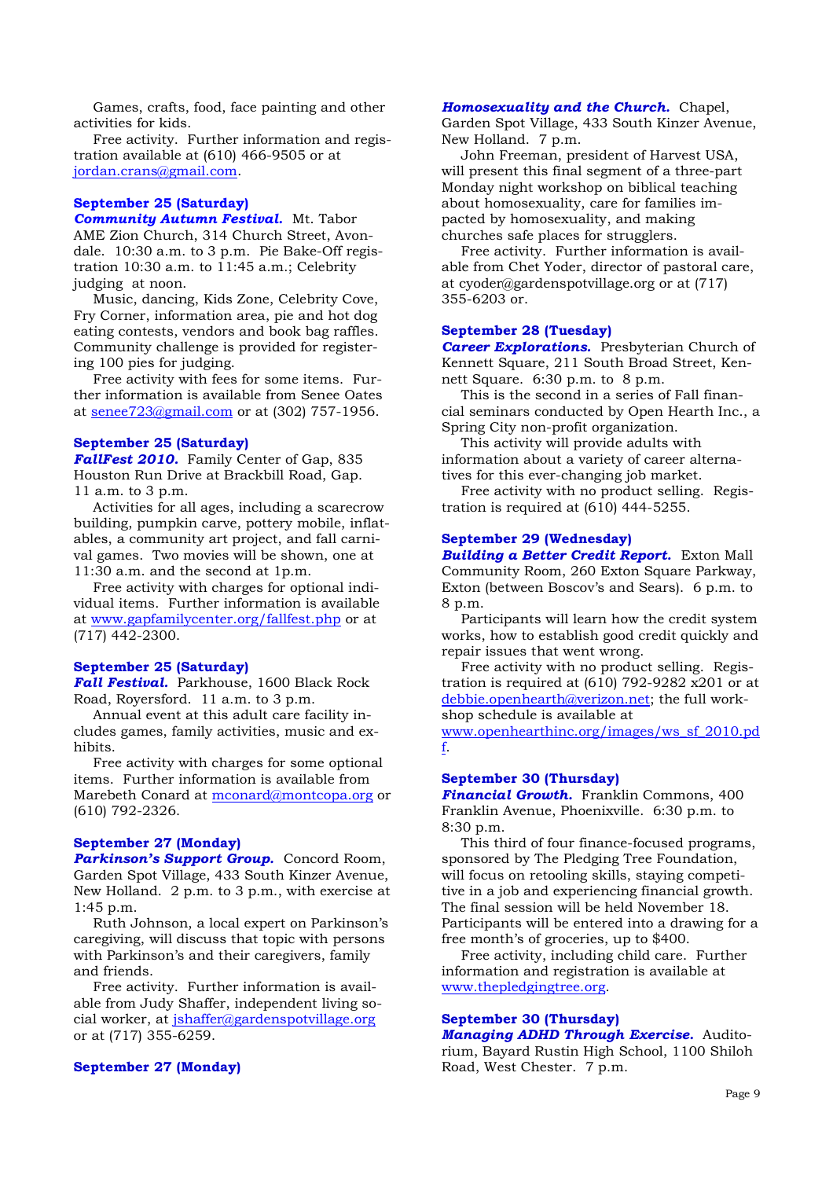Games, crafts, food, face painting and other activities for kids.

Free activity. Further information and registration available at (610) 466-9505 or at jordan.crans@gmail.com.

**September 25 (Saturday)**
***Community Autumn Festival.*** Mt. Tabor AME Zion Church, 314 Church Street, Avondale. 10:30 a.m. to 3 p.m. Pie Bake-Off registration 10:30 a.m. to 11:45 a.m.; Celebrity judging at noon.

Music, dancing, Kids Zone, Celebrity Cove, Fry Corner, information area, pie and hot dog eating contests, vendors and book bag raffles. Community challenge is provided for registering 100 pies for judging.

Free activity with fees for some items. Further information is available from Senee Oates at senee723@gmail.com or at (302) 757-1956.

**September 25 (Saturday)**
***FallFest 2010.*** Family Center of Gap, 835 Houston Run Drive at Brackbill Road, Gap. 11 a.m. to 3 p.m.

Activities for all ages, including a scarecrow building, pumpkin carve, pottery mobile, inflatables, a community art project, and fall carnival games. Two movies will be shown, one at 11:30 a.m. and the second at 1p.m.

Free activity with charges for optional individual items. Further information is available at www.gapfamilycenter.org/fallfest.php or at (717) 442-2300.

**September 25 (Saturday)**
***Fall Festival.*** Parkhouse, 1600 Black Rock Road, Royersford. 11 a.m. to 3 p.m.

Annual event at this adult care facility includes games, family activities, music and exhibits.

Free activity with charges for some optional items. Further information is available from Marebeth Conard at mconard@montcopa.org or (610) 792-2326.

**September 27 (Monday)**
***Parkinson's Support Group.*** Concord Room, Garden Spot Village, 433 South Kinzer Avenue, New Holland. 2 p.m. to 3 p.m., with exercise at 1:45 p.m.

Ruth Johnson, a local expert on Parkinson's caregiving, will discuss that topic with persons with Parkinson's and their caregivers, family and friends.

Free activity. Further information is available from Judy Shaffer, independent living social worker, at jshaffer@gardenspotvillage.org or at (717) 355-6259.

**September 27 (Monday)**
***Homosexuality and the Church.*** Chapel, Garden Spot Village, 433 South Kinzer Avenue, New Holland. 7 p.m.

John Freeman, president of Harvest USA, will present this final segment of a three-part Monday night workshop on biblical teaching about homosexuality, care for families impacted by homosexuality, and making churches safe places for strugglers.

Free activity. Further information is available from Chet Yoder, director of pastoral care, at cyoder@gardenspotvillage.org or at (717) 355-6203 or.

**September 28 (Tuesday)**
***Career Explorations.*** Presbyterian Church of Kennett Square, 211 South Broad Street, Kennett Square. 6:30 p.m. to 8 p.m.

This is the second in a series of Fall financial seminars conducted by Open Hearth Inc., a Spring City non-profit organization.

This activity will provide adults with information about a variety of career alternatives for this ever-changing job market.

Free activity with no product selling. Registration is required at (610) 444-5255.

**September 29 (Wednesday)**
***Building a Better Credit Report.*** Exton Mall Community Room, 260 Exton Square Parkway, Exton (between Boscov's and Sears). 6 p.m. to 8 p.m.

Participants will learn how the credit system works, how to establish good credit quickly and repair issues that went wrong.

Free activity with no product selling. Registration is required at (610) 792-9282 x201 or at debbie.openhearth@verizon.net; the full workshop schedule is available at www.openhearthinc.org/images/ws_sf_2010.pdf.

**September 30 (Thursday)**
***Financial Growth.*** Franklin Commons, 400 Franklin Avenue, Phoenixville. 6:30 p.m. to 8:30 p.m.

This third of four finance-focused programs, sponsored by The Pledging Tree Foundation, will focus on retooling skills, staying competitive in a job and experiencing financial growth. The final session will be held November 18. Participants will be entered into a drawing for a free month's of groceries, up to $400.

Free activity, including child care. Further information and registration is available at www.thepledgingtree.org.

**September 30 (Thursday)**
***Managing ADHD Through Exercise.*** Auditorium, Bayard Rustin High School, 1100 Shiloh Road, West Chester. 7 p.m.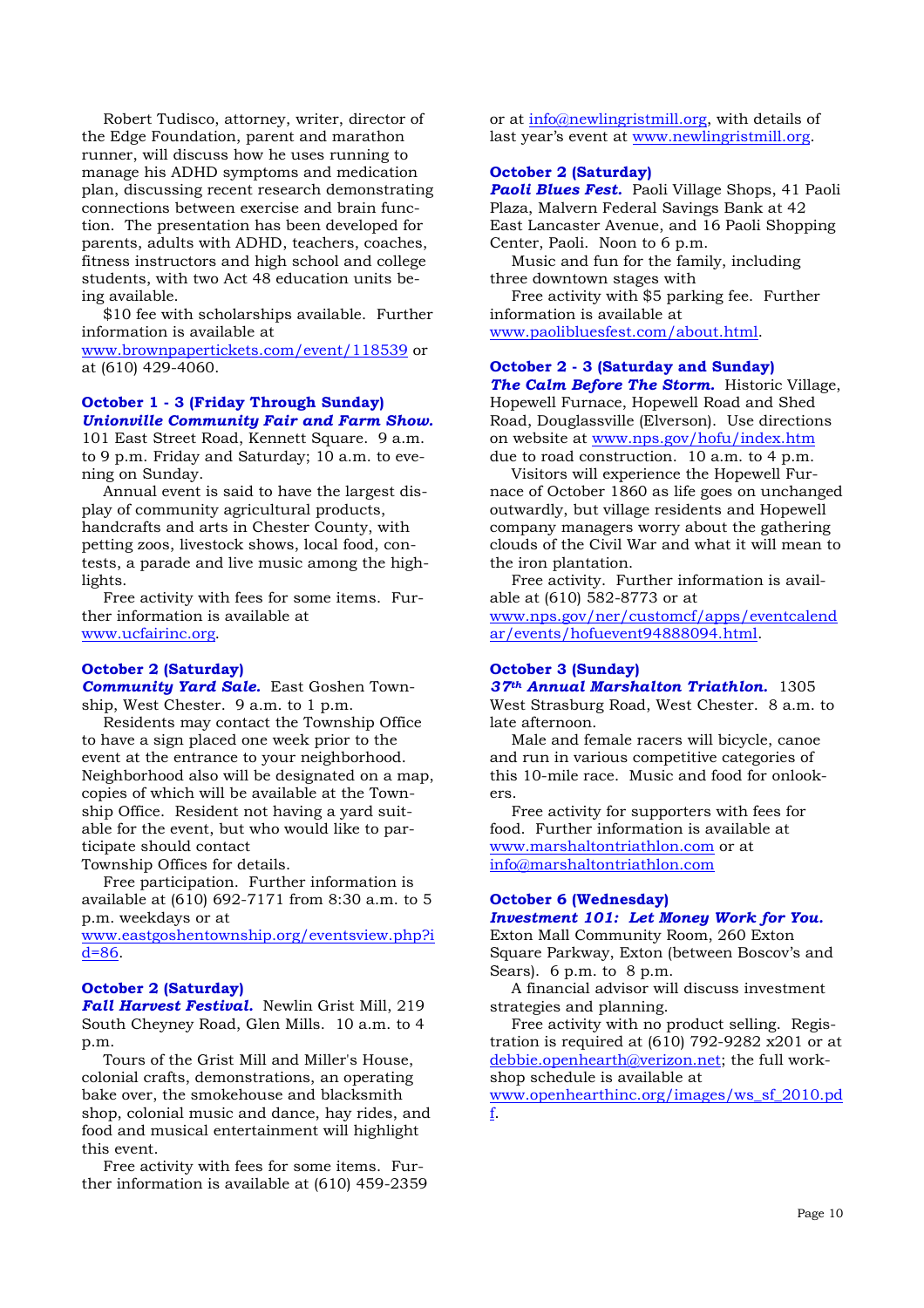Robert Tudisco, attorney, writer, director of the Edge Foundation, parent and marathon runner, will discuss how he uses running to manage his ADHD symptoms and medication plan, discussing recent research demonstrating connections between exercise and brain function. The presentation has been developed for parents, adults with ADHD, teachers, coaches, fitness instructors and high school and college students, with two Act 48 education units being available.

$10 fee with scholarships available. Further information is available at www.brownpapertickets.com/event/118539 or at (610) 429-4060.

**October 1 - 3 (Friday Through Sunday)**
***Unionville Community Fair and Farm Show.*** 101 East Street Road, Kennett Square. 9 a.m. to 9 p.m. Friday and Saturday; 10 a.m. to evening on Sunday.

Annual event is said to have the largest display of community agricultural products, handcrafts and arts in Chester County, with petting zoos, livestock shows, local food, contests, a parade and live music among the highlights.

Free activity with fees for some items. Further information is available at www.ucfairinc.org.

**October 2 (Saturday)**
***Community Yard Sale.*** East Goshen Township, West Chester. 9 a.m. to 1 p.m.

Residents may contact the Township Office to have a sign placed one week prior to the event at the entrance to your neighborhood. Neighborhood also will be designated on a map, copies of which will be available at the Township Office. Resident not having a yard suitable for the event, but who would like to participate should contact Township Offices for details.

Free participation. Further information is available at (610) 692-7171 from 8:30 a.m. to 5 p.m. weekdays or at www.eastgoshentownship.org/eventsview.php?id=86.

**October 2 (Saturday)**
***Fall Harvest Festival.*** Newlin Grist Mill, 219 South Cheyney Road, Glen Mills. 10 a.m. to 4 p.m.

Tours of the Grist Mill and Miller's House, colonial crafts, demonstrations, an operating bake over, the smokehouse and blacksmith shop, colonial music and dance, hay rides, and food and musical entertainment will highlight this event.

Free activity with fees for some items. Further information is available at (610) 459-2359 or at info@newlingristmill.org, with details of last year's event at www.newlingristmill.org.

**October 2 (Saturday)**
***Paoli Blues Fest.*** Paoli Village Shops, 41 Paoli Plaza, Malvern Federal Savings Bank at 42 East Lancaster Avenue, and 16 Paoli Shopping Center, Paoli. Noon to 6 p.m.

Music and fun for the family, including three downtown stages with

Free activity with $5 parking fee. Further information is available at www.paolibluesfest.com/about.html.

**October 2 - 3 (Saturday and Sunday)**
***The Calm Before The Storm.*** Historic Village, Hopewell Furnace, Hopewell Road and Shed Road, Douglassville (Elverson). Use directions on website at www.nps.gov/hofu/index.htm due to road construction. 10 a.m. to 4 p.m.

Visitors will experience the Hopewell Furnace of October 1860 as life goes on unchanged outwardly, but village residents and Hopewell company managers worry about the gathering clouds of the Civil War and what it will mean to the iron plantation.

Free activity. Further information is available at (610) 582-8773 or at www.nps.gov/ner/customcf/apps/eventcalendar/events/hofuevent94888094.html.

**October 3 (Sunday)**
***37th Annual Marshalton Triathlon.*** 1305 West Strasburg Road, West Chester. 8 a.m. to late afternoon.

Male and female racers will bicycle, canoe and run in various competitive categories of this 10-mile race. Music and food for onlookers.

Free activity for supporters with fees for food. Further information is available at www.marshaltontriathlon.com or at info@marshaltontriathlon.com

**October 6 (Wednesday)**
***Investment 101: Let Money Work for You.*** Exton Mall Community Room, 260 Exton Square Parkway, Exton (between Boscov's and Sears). 6 p.m. to 8 p.m.

A financial advisor will discuss investment strategies and planning.

Free activity with no product selling. Registration is required at (610) 792-9282 x201 or at debbie.openhearth@verizon.net; the full workshop schedule is available at www.openhearthinc.org/images/ws_sf_2010.pdf.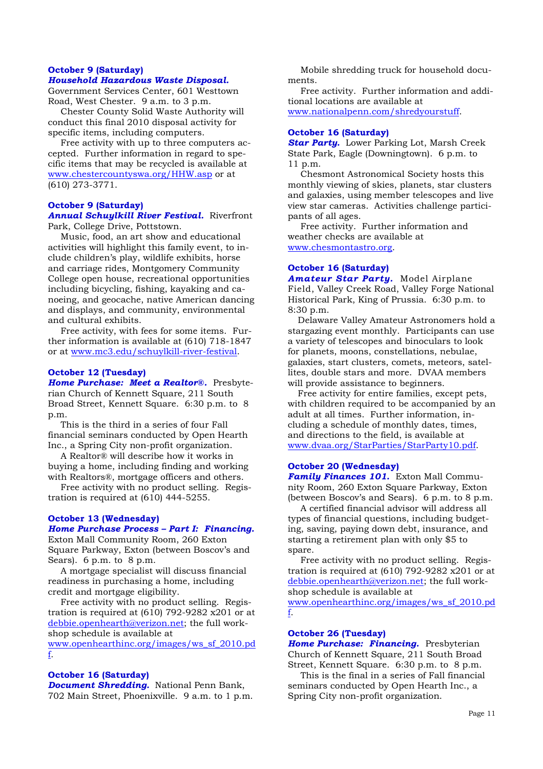**October 9 (Saturday)**
***Household Hazardous Waste Disposal.*** Government Services Center, 601 Westtown Road, West Chester. 9 a.m. to 3 p.m.

Chester County Solid Waste Authority will conduct this final 2010 disposal activity for specific items, including computers.

Free activity with up to three computers accepted. Further information in regard to specific items that may be recycled is available at www.chestercountyswa.org/HHW.asp or at (610) 273-3771.

**October 9 (Saturday)**
***Annual Schuylkill River Festival.*** Riverfront Park, College Drive, Pottstown.

Music, food, an art show and educational activities will highlight this family event, to include children's play, wildlife exhibits, horse and carriage rides, Montgomery Community College open house, recreational opportunities including bicycling, fishing, kayaking and canoeing, and geocache, native American dancing and displays, and community, environmental and cultural exhibits.

Free activity, with fees for some items. Further information is available at (610) 718-1847 or at www.mc3.edu/schuylkill-river-festival.

**October 12 (Tuesday)**
***Home Purchase: Meet a Realtor®.*** Presbyterian Church of Kennett Square, 211 South Broad Street, Kennett Square. 6:30 p.m. to 8 p.m.

This is the third in a series of four Fall financial seminars conducted by Open Hearth Inc., a Spring City non-profit organization.

A Realtor® will describe how it works in buying a home, including finding and working with Realtors®, mortgage officers and others.

Free activity with no product selling. Registration is required at (610) 444-5255.

**October 13 (Wednesday)**
***Home Purchase Process – Part I: Financing.*** Exton Mall Community Room, 260 Exton Square Parkway, Exton (between Boscov's and Sears). 6 p.m. to 8 p.m.

A mortgage specialist will discuss financial readiness in purchasing a home, including credit and mortgage eligibility.

Free activity with no product selling. Registration is required at (610) 792-9282 x201 or at debbie.openhearth@verizon.net; the full workshop schedule is available at www.openhearthinc.org/images/ws_sf_2010.pdf.

**October 16 (Saturday)**
***Document Shredding.*** National Penn Bank, 702 Main Street, Phoenixville. 9 a.m. to 1 p.m.

Mobile shredding truck for household documents.

Free activity. Further information and additional locations are available at www.nationalpenn.com/shredyourstuff.

**October 16 (Saturday)**
***Star Party.*** Lower Parking Lot, Marsh Creek State Park, Eagle (Downingtown). 6 p.m. to 11 p.m.

Chesmont Astronomical Society hosts this monthly viewing of skies, planets, star clusters and galaxies, using member telescopes and live view star cameras. Activities challenge participants of all ages.

Free activity. Further information and weather checks are available at www.chesmontastro.org.

**October 16 (Saturday)**
***Amateur Star Party.*** Model Airplane Field, Valley Creek Road, Valley Forge National Historical Park, King of Prussia. 6:30 p.m. to 8:30 p.m.

Delaware Valley Amateur Astronomers hold a stargazing event monthly. Participants can use a variety of telescopes and binoculars to look for planets, moons, constellations, nebulae, galaxies, start clusters, comets, meteors, satellites, double stars and more. DVAA members will provide assistance to beginners.

Free activity for entire families, except pets, with children required to be accompanied by an adult at all times. Further information, including a schedule of monthly dates, times, and directions to the field, is available at www.dvaa.org/StarParties/StarParty10.pdf.

**October 20 (Wednesday)**
***Family Finances 101.*** Exton Mall Community Room, 260 Exton Square Parkway, Exton (between Boscov's and Sears). 6 p.m. to 8 p.m.

A certified financial advisor will address all types of financial questions, including budgeting, saving, paying down debt, insurance, and starting a retirement plan with only $5 to spare.

Free activity with no product selling. Registration is required at (610) 792-9282 x201 or at debbie.openhearth@verizon.net; the full workshop schedule is available at www.openhearthinc.org/images/ws_sf_2010.pdf.

**October 26 (Tuesday)**
***Home Purchase: Financing.*** Presbyterian Church of Kennett Square, 211 South Broad Street, Kennett Square. 6:30 p.m. to 8 p.m.

This is the final in a series of Fall financial seminars conducted by Open Hearth Inc., a Spring City non-profit organization.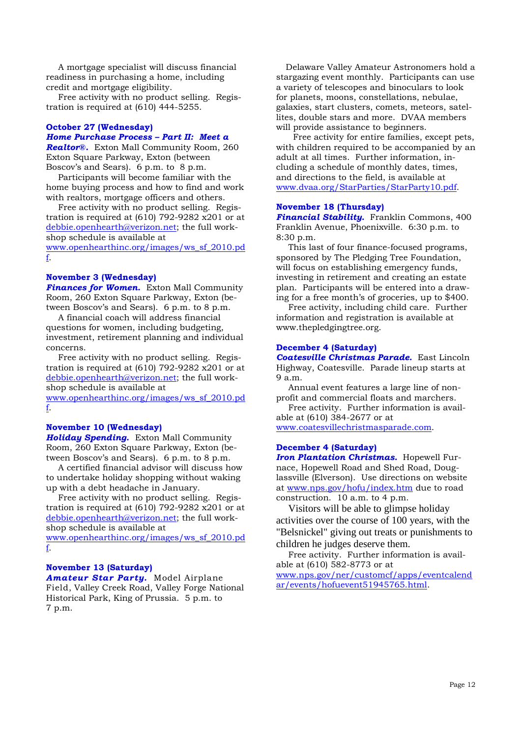A mortgage specialist will discuss financial readiness in purchasing a home, including credit and mortgage eligibility.

Free activity with no product selling. Registration is required at (610) 444-5255.

**October 27 (Wednesday)**

***Home Purchase Process – Part II: Meet a Realtor®.*** Exton Mall Community Room, 260 Exton Square Parkway, Exton (between Boscov's and Sears). 6 p.m. to 8 p.m.

Participants will become familiar with the home buying process and how to find and work with realtors, mortgage officers and others.

Free activity with no product selling. Registration is required at (610) 792-9282 x201 or at debbie.openhearth@verizon.net; the full workshop schedule is available at www.openhearthinc.org/images/ws_sf_2010.pdf.

**November 3 (Wednesday)**

***Finances for Women.*** Exton Mall Community Room, 260 Exton Square Parkway, Exton (between Boscov's and Sears). 6 p.m. to 8 p.m.

A financial coach will address financial questions for women, including budgeting, investment, retirement planning and individual concerns.

Free activity with no product selling. Registration is required at (610) 792-9282 x201 or at debbie.openhearth@verizon.net; the full workshop schedule is available at www.openhearthinc.org/images/ws_sf_2010.pdf.

**November 10 (Wednesday)**

***Holiday Spending.*** Exton Mall Community Room, 260 Exton Square Parkway, Exton (between Boscov's and Sears). 6 p.m. to 8 p.m.

A certified financial advisor will discuss how to undertake holiday shopping without waking up with a debt headache in January.

Free activity with no product selling. Registration is required at (610) 792-9282 x201 or at debbie.openhearth@verizon.net; the full workshop schedule is available at www.openhearthinc.org/images/ws_sf_2010.pdf.

**November 13 (Saturday)**

***Amateur Star Party.*** Model Airplane Field, Valley Creek Road, Valley Forge National Historical Park, King of Prussia. 5 p.m. to 7 p.m.

Delaware Valley Amateur Astronomers hold a stargazing event monthly. Participants can use a variety of telescopes and binoculars to look for planets, moons, constellations, nebulae, galaxies, start clusters, comets, meteors, satellites, double stars and more. DVAA members will provide assistance to beginners.

Free activity for entire families, except pets, with children required to be accompanied by an adult at all times. Further information, including a schedule of monthly dates, times, and directions to the field, is available at www.dvaa.org/StarParties/StarParty10.pdf.

**November 18 (Thursday)**

***Financial Stability.*** Franklin Commons, 400 Franklin Avenue, Phoenixville. 6:30 p.m. to 8:30 p.m.

This last of four finance-focused programs, sponsored by The Pledging Tree Foundation, will focus on establishing emergency funds, investing in retirement and creating an estate plan. Participants will be entered into a drawing for a free month's of groceries, up to $400.

Free activity, including child care. Further information and registration is available at www.thepledgingtree.org.

**December 4 (Saturday)**

***Coatesville Christmas Parade.*** East Lincoln Highway, Coatesville. Parade lineup starts at 9 a.m.

Annual event features a large line of non-profit and commercial floats and marchers.

Free activity. Further information is available at (610) 384-2677 or at www.coatesvillechristmasparade.com.

**December 4 (Saturday)**

***Iron Plantation Christmas.*** Hopewell Furnace, Hopewell Road and Shed Road, Douglassville (Elverson). Use directions on website at www.nps.gov/hofu/index.htm due to road construction. 10 a.m. to 4 p.m.

Visitors will be able to glimpse holiday activities over the course of 100 years, with the "Belsnickel" giving out treats or punishments to children he judges deserve them.

Free activity. Further information is available at (610) 582-8773 or at www.nps.gov/ner/customcf/apps/eventcalendar/events/hofuevent51945765.html.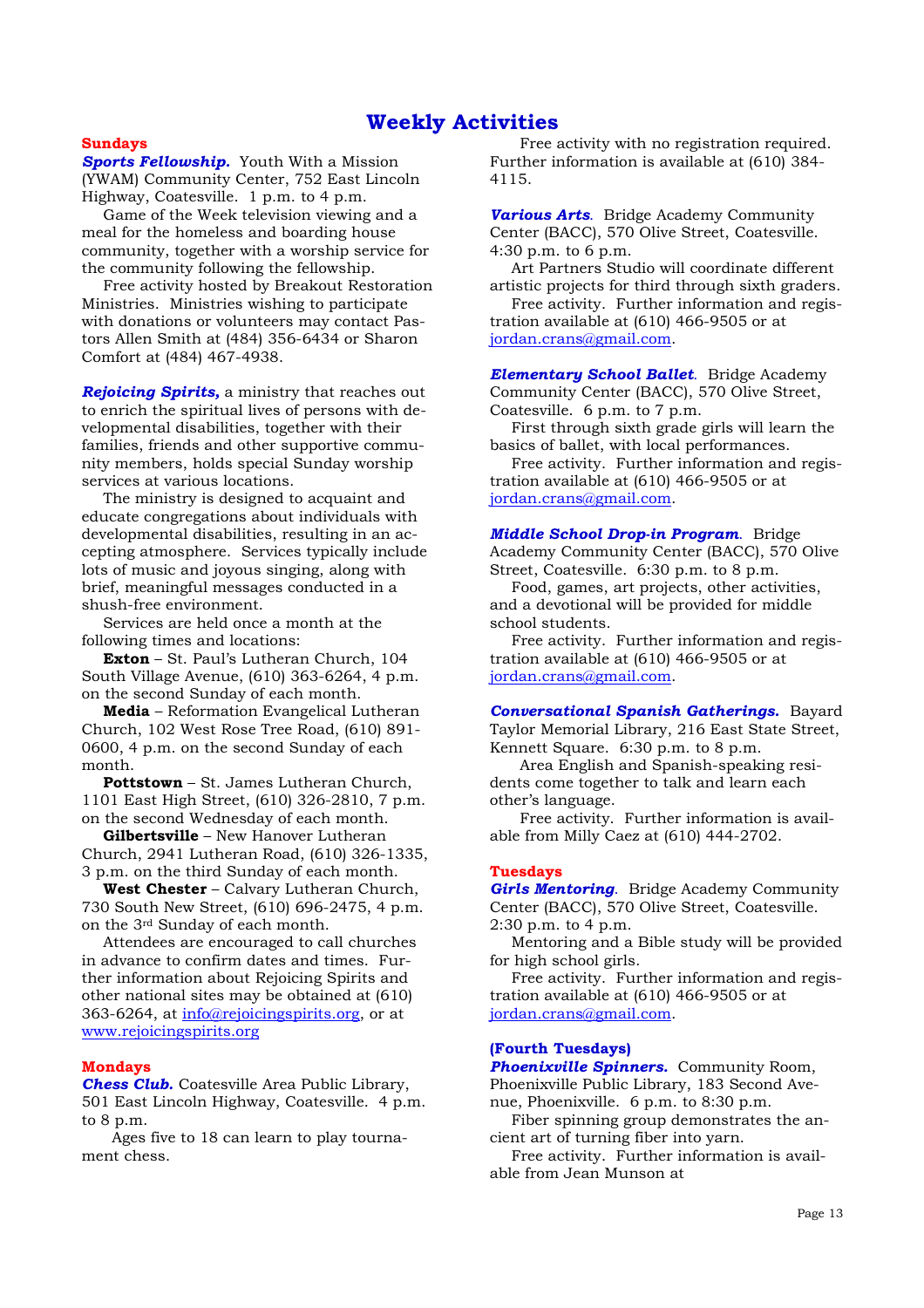# Weekly Activities

## Sundays

***Sports Fellowship.*** Youth With a Mission (YWAM) Community Center, 752 East Lincoln Highway, Coatesville. 1 p.m. to 4 p.m.

Game of the Week television viewing and a meal for the homeless and boarding house community, together with a worship service for the community following the fellowship.

Free activity hosted by Breakout Restoration Ministries. Ministries wishing to participate with donations or volunteers may contact Pastors Allen Smith at (484) 356-6434 or Sharon Comfort at (484) 467-4938.

***Rejoicing Spirits,*** a ministry that reaches out to enrich the spiritual lives of persons with developmental disabilities, together with their families, friends and other supportive community members, holds special Sunday worship services at various locations.

The ministry is designed to acquaint and educate congregations about individuals with developmental disabilities, resulting in an accepting atmosphere. Services typically include lots of music and joyous singing, along with brief, meaningful messages conducted in a shush-free environment.

Services are held once a month at the following times and locations:

**Exton** – St. Paul's Lutheran Church, 104 South Village Avenue, (610) 363-6264, 4 p.m. on the second Sunday of each month.

**Media** – Reformation Evangelical Lutheran Church, 102 West Rose Tree Road, (610) 891-0600, 4 p.m. on the second Sunday of each month.

**Pottstown** – St. James Lutheran Church, 1101 East High Street, (610) 326-2810, 7 p.m. on the second Wednesday of each month.

**Gilbertsville** – New Hanover Lutheran Church, 2941 Lutheran Road, (610) 326-1335, 3 p.m. on the third Sunday of each month.

**West Chester** – Calvary Lutheran Church, 730 South New Street, (610) 696-2475, 4 p.m. on the 3rd Sunday of each month.

Attendees are encouraged to call churches in advance to confirm dates and times. Further information about Rejoicing Spirits and other national sites may be obtained at (610) 363-6264, at info@rejoicingspirits.org, or at www.rejoicingspirits.org

## Mondays

***Chess Club.*** Coatesville Area Public Library, 501 East Lincoln Highway, Coatesville. 4 p.m. to 8 p.m.

Ages five to 18 can learn to play tournament chess.

Free activity with no registration required. Further information is available at (610) 384-4115.

***Various Arts***. Bridge Academy Community Center (BACC), 570 Olive Street, Coatesville. 4:30 p.m. to 6 p.m.

Art Partners Studio will coordinate different artistic projects for third through sixth graders.

Free activity. Further information and registration available at (610) 466-9505 or at jordan.crans@gmail.com.

***Elementary School Ballet***. Bridge Academy Community Center (BACC), 570 Olive Street, Coatesville. 6 p.m. to 7 p.m.

First through sixth grade girls will learn the basics of ballet, with local performances.

Free activity. Further information and registration available at (610) 466-9505 or at jordan.crans@gmail.com.

***Middle School Drop-in Program***. Bridge Academy Community Center (BACC), 570 Olive Street, Coatesville. 6:30 p.m. to 8 p.m.

Food, games, art projects, other activities, and a devotional will be provided for middle school students.

Free activity. Further information and registration available at (610) 466-9505 or at jordan.crans@gmail.com.

***Conversational Spanish Gatherings.*** Bayard Taylor Memorial Library, 216 East State Street, Kennett Square. 6:30 p.m. to 8 p.m.

Area English and Spanish-speaking residents come together to talk and learn each other's language.

Free activity. Further information is available from Milly Caez at (610) 444-2702.

## Tuesdays

***Girls Mentoring***. Bridge Academy Community Center (BACC), 570 Olive Street, Coatesville. 2:30 p.m. to 4 p.m.

Mentoring and a Bible study will be provided for high school girls.

Free activity. Further information and registration available at (610) 466-9505 or at jordan.crans@gmail.com.

### (Fourth Tuesdays)

***Phoenixville Spinners.*** Community Room, Phoenixville Public Library, 183 Second Avenue, Phoenixville. 6 p.m. to 8:30 p.m.

Fiber spinning group demonstrates the ancient art of turning fiber into yarn.

Free activity. Further information is available from Jean Munson at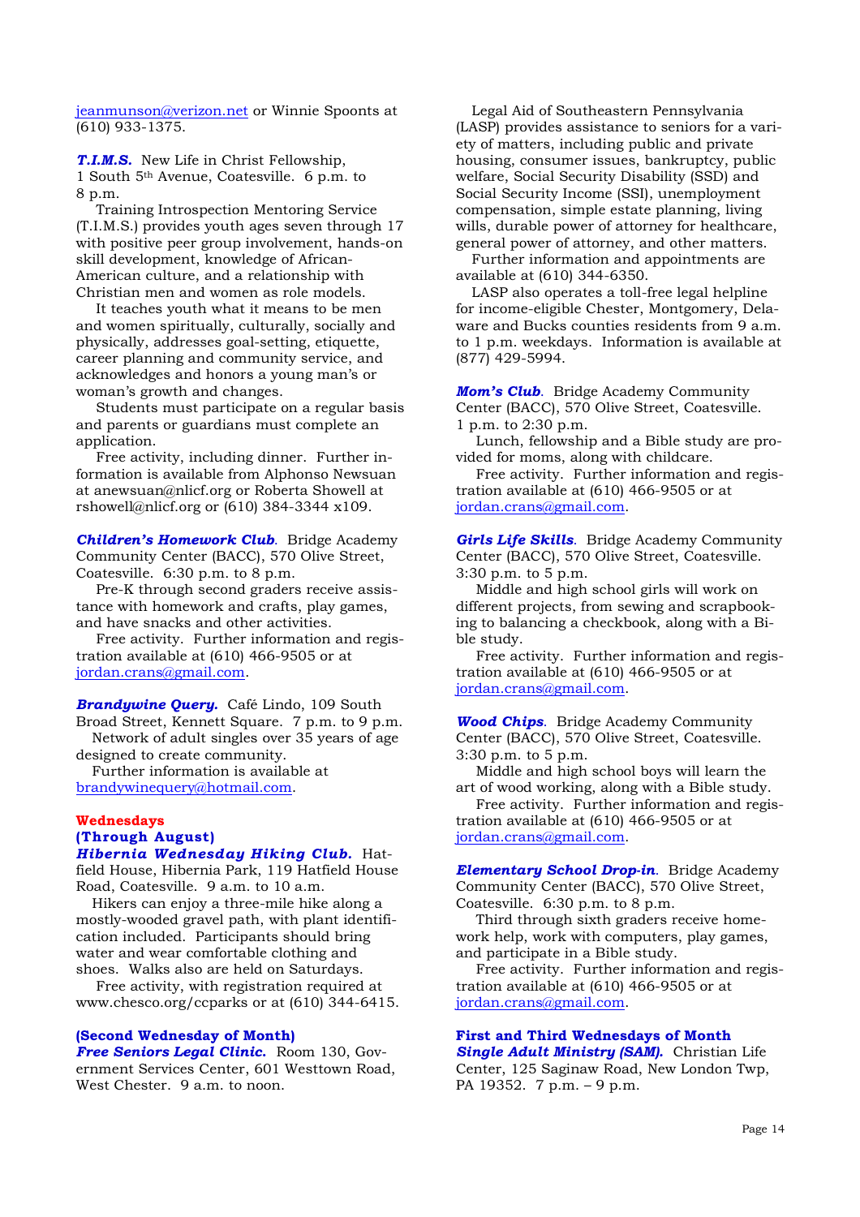jeanmunson@verizon.net or Winnie Spoonts at (610) 933-1375.

***T.I.M.S.*** New Life in Christ Fellowship, 1 South 5th Avenue, Coatesville. 6 p.m. to 8 p.m.

Training Introspection Mentoring Service (T.I.M.S.) provides youth ages seven through 17 with positive peer group involvement, hands-on skill development, knowledge of African-American culture, and a relationship with Christian men and women as role models.

It teaches youth what it means to be men and women spiritually, culturally, socially and physically, addresses goal-setting, etiquette, career planning and community service, and acknowledges and honors a young man's or woman's growth and changes.

Students must participate on a regular basis and parents or guardians must complete an application.

Free activity, including dinner. Further information is available from Alphonso Newsuan at anewsuan@nlicf.org or Roberta Showell at rshowell@nlicf.org or (610) 384-3344 x109.

***Children's Homework Club***. Bridge Academy Community Center (BACC), 570 Olive Street, Coatesville. 6:30 p.m. to 8 p.m.

Pre-K through second graders receive assistance with homework and crafts, play games, and have snacks and other activities.

Free activity. Further information and registration available at (610) 466-9505 or at jordan.crans@gmail.com.

***Brandywine Query.*** Café Lindo, 109 South Broad Street, Kennett Square. 7 p.m. to 9 p.m.

Network of adult singles over 35 years of age designed to create community.

Further information is available at brandywinequery@hotmail.com.

## Wednesdays
### (Through August)

***Hibernia Wednesday Hiking Club.*** Hatfield House, Hibernia Park, 119 Hatfield House Road, Coatesville. 9 a.m. to 10 a.m.

Hikers can enjoy a three-mile hike along a mostly-wooded gravel path, with plant identification included. Participants should bring water and wear comfortable clothing and shoes. Walks also are held on Saturdays.

Free activity, with registration required at www.chesco.org/ccparks or at (610) 344-6415.

### (Second Wednesday of Month)

***Free Seniors Legal Clinic.*** Room 130, Government Services Center, 601 Westtown Road, West Chester. 9 a.m. to noon.

Legal Aid of Southeastern Pennsylvania (LASP) provides assistance to seniors for a variety of matters, including public and private housing, consumer issues, bankruptcy, public welfare, Social Security Disability (SSD) and Social Security Income (SSI), unemployment compensation, simple estate planning, living wills, durable power of attorney for healthcare, general power of attorney, and other matters.

Further information and appointments are available at (610) 344-6350.

LASP also operates a toll-free legal helpline for income-eligible Chester, Montgomery, Delaware and Bucks counties residents from 9 a.m. to 1 p.m. weekdays. Information is available at (877) 429-5994.

***Mom's Club***. Bridge Academy Community Center (BACC), 570 Olive Street, Coatesville. 1 p.m. to 2:30 p.m.

Lunch, fellowship and a Bible study are provided for moms, along with childcare.

Free activity. Further information and registration available at (610) 466-9505 or at jordan.crans@gmail.com.

***Girls Life Skills***. Bridge Academy Community Center (BACC), 570 Olive Street, Coatesville. 3:30 p.m. to 5 p.m.

Middle and high school girls will work on different projects, from sewing and scrapbooking to balancing a checkbook, along with a Bible study.

Free activity. Further information and registration available at (610) 466-9505 or at jordan.crans@gmail.com.

***Wood Chips***. Bridge Academy Community Center (BACC), 570 Olive Street, Coatesville. 3:30 p.m. to 5 p.m.

Middle and high school boys will learn the art of wood working, along with a Bible study.

Free activity. Further information and registration available at (610) 466-9505 or at jordan.crans@gmail.com.

***Elementary School Drop-in***. Bridge Academy Community Center (BACC), 570 Olive Street, Coatesville. 6:30 p.m. to 8 p.m.

Third through sixth graders receive homework help, work with computers, play games, and participate in a Bible study.

Free activity. Further information and registration available at (610) 466-9505 or at jordan.crans@gmail.com.

### First and Third Wednesdays of Month

***Single Adult Ministry (SAM).*** Christian Life Center, 125 Saginaw Road, New London Twp, PA 19352. 7 p.m. – 9 p.m.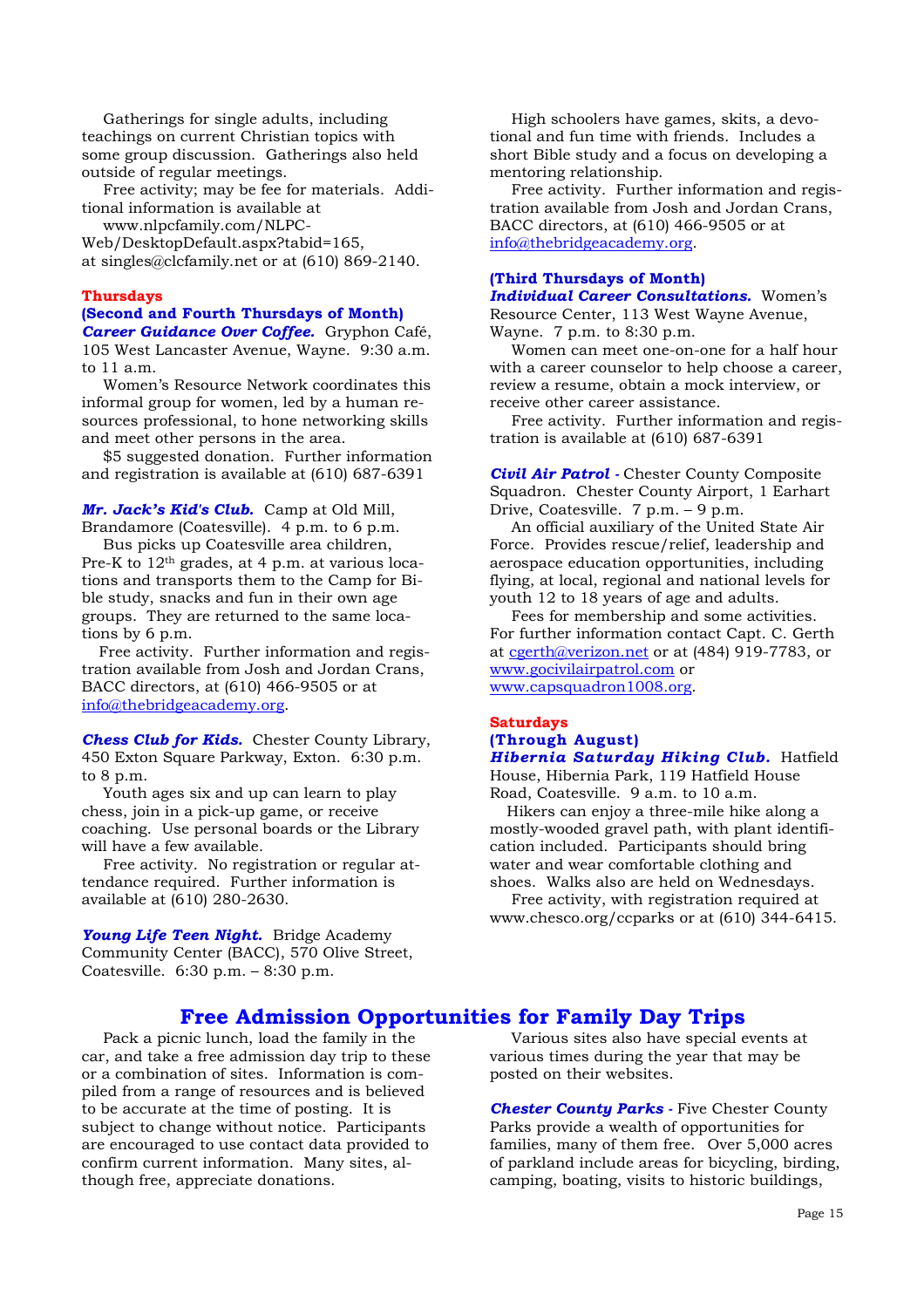Gatherings for single adults, including teachings on current Christian topics with some group discussion. Gatherings also held outside of regular meetings.

Free activity; may be fee for materials. Additional information is available at www.nlpcfamily.com/NLPC-Web/DesktopDefault.aspx?tabid=165, at singles@clcfamily.net or at (610) 869-2140.

## Thursdays

### (Second and Fourth Thursdays of Month)

***Career Guidance Over Coffee.*** Gryphon Café, 105 West Lancaster Avenue, Wayne. 9:30 a.m. to 11 a.m.

Women's Resource Network coordinates this informal group for women, led by a human resources professional, to hone networking skills and meet other persons in the area.

$5 suggested donation. Further information and registration is available at (610) 687-6391

***Mr. Jack's Kid's Club.*** Camp at Old Mill, Brandamore (Coatesville). 4 p.m. to 6 p.m.

Bus picks up Coatesville area children, Pre-K to 12th grades, at 4 p.m. at various locations and transports them to the Camp for Bible study, snacks and fun in their own age groups. They are returned to the same locations by 6 p.m.

Free activity. Further information and registration available from Josh and Jordan Crans, BACC directors, at (610) 466-9505 or at info@thebridgeacademy.org.

***Chess Club for Kids.*** Chester County Library, 450 Exton Square Parkway, Exton. 6:30 p.m. to 8 p.m.

Youth ages six and up can learn to play chess, join in a pick-up game, or receive coaching. Use personal boards or the Library will have a few available.

Free activity. No registration or regular attendance required. Further information is available at (610) 280-2630.

***Young Life Teen Night.*** Bridge Academy Community Center (BACC), 570 Olive Street, Coatesville. 6:30 p.m. – 8:30 p.m.

High schoolers have games, skits, a devotional and fun time with friends. Includes a short Bible study and a focus on developing a mentoring relationship.

Free activity. Further information and registration available from Josh and Jordan Crans, BACC directors, at (610) 466-9505 or at info@thebridgeacademy.org.

### (Third Thursdays of Month)

***Individual Career Consultations.*** Women's Resource Center, 113 West Wayne Avenue, Wayne. 7 p.m. to 8:30 p.m.

Women can meet one-on-one for a half hour with a career counselor to help choose a career, review a resume, obtain a mock interview, or receive other career assistance.

Free activity. Further information and registration is available at (610) 687-6391

***Civil Air Patrol*** - Chester County Composite Squadron. Chester County Airport, 1 Earhart Drive, Coatesville. 7 p.m. – 9 p.m.

An official auxiliary of the United State Air Force. Provides rescue/relief, leadership and aerospace education opportunities, including flying, at local, regional and national levels for youth 12 to 18 years of age and adults.

Fees for membership and some activities. For further information contact Capt. C. Gerth at cgerth@verizon.net or at (484) 919-7783, or www.gocivilairpatrol.com or www.capsquadron1008.org.

## Saturdays

### (Through August)

***Hibernia Saturday Hiking Club.*** Hatfield House, Hibernia Park, 119 Hatfield House Road, Coatesville. 9 a.m. to 10 a.m.

Hikers can enjoy a three-mile hike along a mostly-wooded gravel path, with plant identification included. Participants should bring water and wear comfortable clothing and shoes. Walks also are held on Wednesdays.

Free activity, with registration required at www.chesco.org/ccparks or at (610) 344-6415.

# Free Admission Opportunities for Family Day Trips

Pack a picnic lunch, load the family in the car, and take a free admission day trip to these or a combination of sites. Information is compiled from a range of resources and is believed to be accurate at the time of posting. It is subject to change without notice. Participants are encouraged to use contact data provided to confirm current information. Many sites, although free, appreciate donations.

Various sites also have special events at various times during the year that may be posted on their websites.

***Chester County Parks*** - Five Chester County Parks provide a wealth of opportunities for families, many of them free. Over 5,000 acres of parkland include areas for bicycling, birding, camping, boating, visits to historic buildings,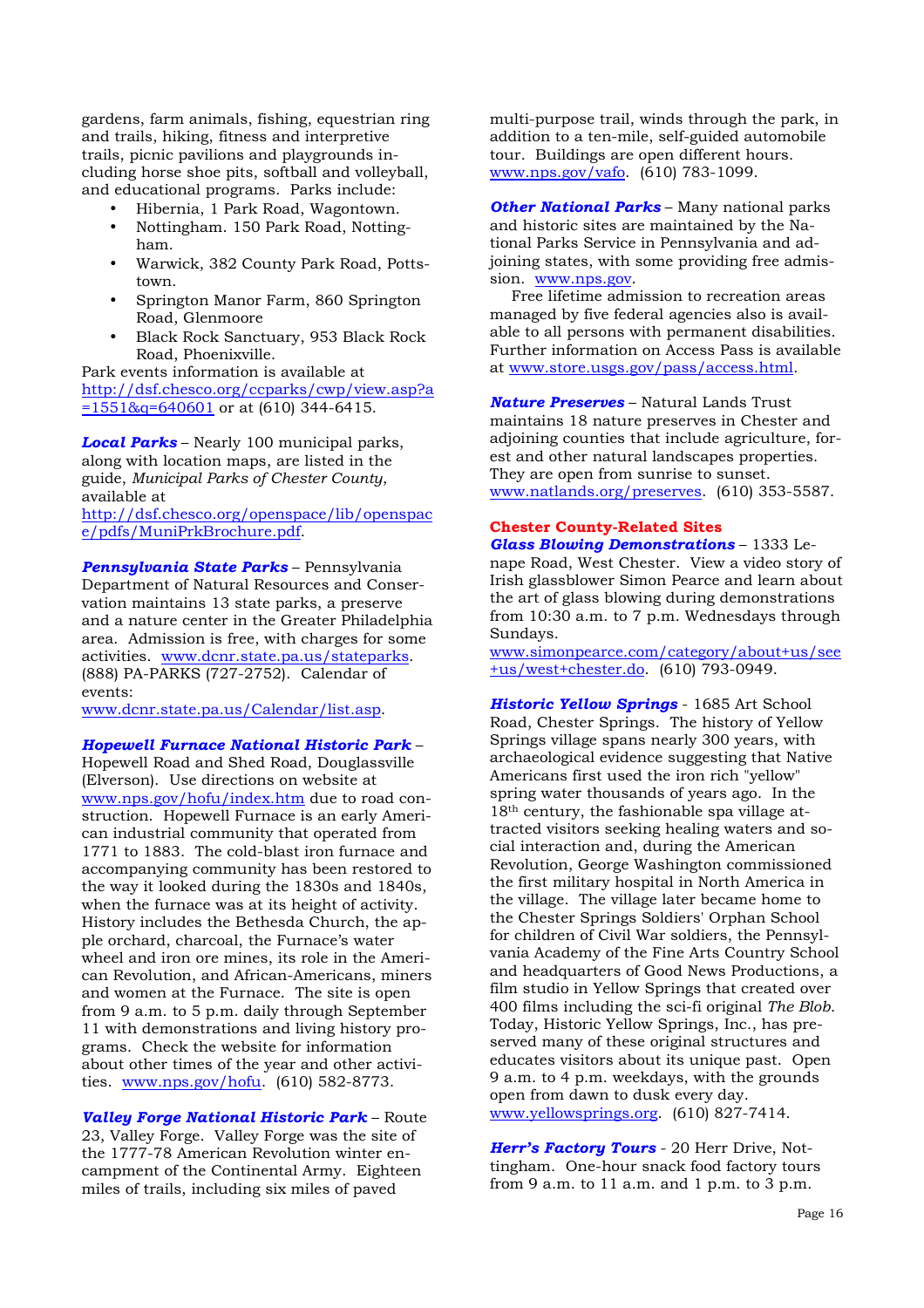gardens, farm animals, fishing, equestrian ring and trails, hiking, fitness and interpretive trails, picnic pavilions and playgrounds including horse shoe pits, softball and volleyball, and educational programs. Parks include:

- Hibernia, 1 Park Road, Wagontown.
- Nottingham. 150 Park Road, Nottingham.
- Warwick, 382 County Park Road, Pottstown.
- Springton Manor Farm, 860 Springton Road, Glenmoore
- Black Rock Sanctuary, 953 Black Rock Road, Phoenixville.

Park events information is available at http://dsf.chesco.org/ccparks/cwp/view.asp?a=1551&q=640601 or at (610) 344-6415.

***Local Parks*** – Nearly 100 municipal parks, along with location maps, are listed in the guide, *Municipal Parks of Chester County*, available at http://dsf.chesco.org/openspace/lib/openspace/pdfs/MuniPrkBrochure.pdf.

***Pennsylvania State Parks*** – Pennsylvania Department of Natural Resources and Conservation maintains 13 state parks, a preserve and a nature center in the Greater Philadelphia area. Admission is free, with charges for some activities. www.dcnr.state.pa.us/stateparks. (888) PA-PARKS (727-2752). Calendar of events: www.dcnr.state.pa.us/Calendar/list.asp.

***Hopewell Furnace National Historic Park*** – Hopewell Road and Shed Road, Douglassville (Elverson). Use directions on website at www.nps.gov/hofu/index.htm due to road construction. Hopewell Furnace is an early American industrial community that operated from 1771 to 1883. The cold-blast iron furnace and accompanying community has been restored to the way it looked during the 1830s and 1840s, when the furnace was at its height of activity. History includes the Bethesda Church, the apple orchard, charcoal, the Furnace's water wheel and iron ore mines, its role in the American Revolution, and African-Americans, miners and women at the Furnace. The site is open from 9 a.m. to 5 p.m. daily through September 11 with demonstrations and living history programs. Check the website for information about other times of the year and other activities. www.nps.gov/hofu. (610) 582-8773.

***Valley Forge National Historic Park*** – Route 23, Valley Forge. Valley Forge was the site of the 1777-78 American Revolution winter encampment of the Continental Army. Eighteen miles of trails, including six miles of paved multi-purpose trail, winds through the park, in addition to a ten-mile, self-guided automobile tour. Buildings are open different hours. www.nps.gov/vafo. (610) 783-1099.

***Other National Parks*** – Many national parks and historic sites are maintained by the National Parks Service in Pennsylvania and adjoining states, with some providing free admission. www.nps.gov.

Free lifetime admission to recreation areas managed by five federal agencies also is available to all persons with permanent disabilities. Further information on Access Pass is available at www.store.usgs.gov/pass/access.html.

***Nature Preserves*** – Natural Lands Trust maintains 18 nature preserves in Chester and adjoining counties that include agriculture, forest and other natural landscapes properties. They are open from sunrise to sunset. www.natlands.org/preserves. (610) 353-5587.

## Chester County-Related Sites

***Glass Blowing Demonstrations*** – 1333 Lenape Road, West Chester. View a video story of Irish glassblower Simon Pearce and learn about the art of glass blowing during demonstrations from 10:30 a.m. to 7 p.m. Wednesdays through Sundays. www.simonpearce.com/category/about+us/see+us/west+chester.do. (610) 793-0949.

***Historic Yellow Springs*** - 1685 Art School Road, Chester Springs. The history of Yellow Springs village spans nearly 300 years, with archaeological evidence suggesting that Native Americans first used the iron rich "yellow" spring water thousands of years ago. In the 18th century, the fashionable spa village attracted visitors seeking healing waters and social interaction and, during the American Revolution, George Washington commissioned the first military hospital in North America in the village. The village later became home to the Chester Springs Soldiers' Orphan School for children of Civil War soldiers, the Pennsylvania Academy of the Fine Arts Country School and headquarters of Good News Productions, a film studio in Yellow Springs that created over 400 films including the sci-fi original *The Blob*. Today, Historic Yellow Springs, Inc., has preserved many of these original structures and educates visitors about its unique past. Open 9 a.m. to 4 p.m. weekdays, with the grounds open from dawn to dusk every day. www.yellowsprings.org. (610) 827-7414.

***Herr's Factory Tours*** - 20 Herr Drive, Nottingham. One-hour snack food factory tours from 9 a.m. to 11 a.m. and 1 p.m. to 3 p.m.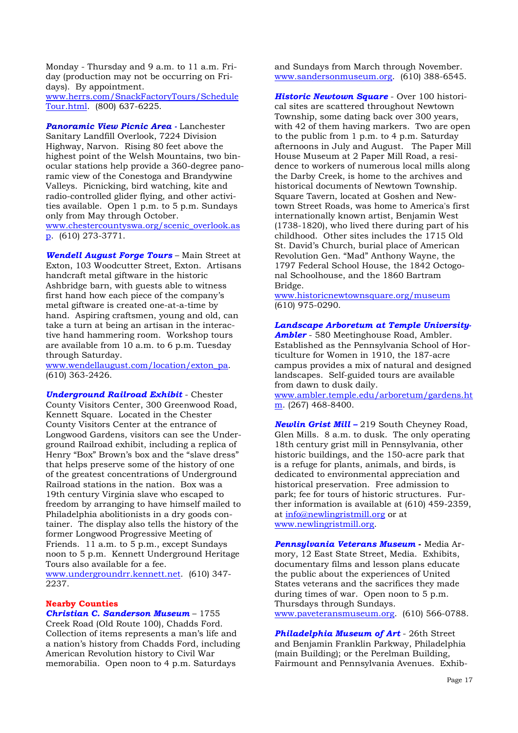Monday - Thursday and 9 a.m. to 11 a.m. Friday (production may not be occurring on Fridays). By appointment. www.herrs.com/SnackFactoryTours/ScheduleTour.html. (800) 637-6225.

***Panoramic View Picnic Area*** - Lanchester Sanitary Landfill Overlook, 7224 Division Highway, Narvon. Rising 80 feet above the highest point of the Welsh Mountains, two binocular stations help provide a 360-degree panoramic view of the Conestoga and Brandywine Valleys. Picnicking, bird watching, kite and radio-controlled glider flying, and other activities available. Open 1 p.m. to 5 p.m. Sundays only from May through October. www.chestercountyswa.org/scenic_overlook.asp. (610) 273-3771.

***Wendell August Forge Tours*** – Main Street at Exton, 103 Woodcutter Street, Exton. Artisans handcraft metal giftware in the historic Ashbridge barn, with guests able to witness first hand how each piece of the company's metal giftware is created one-at-a-time by hand. Aspiring craftsmen, young and old, can take a turn at being an artisan in the interactive hand hammering room. Workshop tours are available from 10 a.m. to 6 p.m. Tuesday through Saturday. www.wendellaugust.com/location/exton_pa. (610) 363-2426.

***Underground Railroad Exhibit*** - Chester County Visitors Center, 300 Greenwood Road, Kennett Square. Located in the Chester County Visitors Center at the entrance of Longwood Gardens, visitors can see the Underground Railroad exhibit, including a replica of Henry "Box" Brown's box and the "slave dress" that helps preserve some of the history of one of the greatest concentrations of Underground Railroad stations in the nation. Box was a 19th century Virginia slave who escaped to freedom by arranging to have himself mailed to Philadelphia abolitionists in a dry goods container. The display also tells the history of the former Longwood Progressive Meeting of Friends. 11 a.m. to 5 p.m., except Sundays noon to 5 p.m. Kennett Underground Heritage Tours also available for a fee. www.undergroundrr.kennett.net. (610) 347-2237.

**Nearby Counties**

***Christian C. Sanderson Museum*** – 1755 Creek Road (Old Route 100), Chadds Ford. Collection of items represents a man's life and a nation's history from Chadds Ford, including American Revolution history to Civil War memorabilia. Open noon to 4 p.m. Saturdays and Sundays from March through November. www.sandersonmuseum.org. (610) 388-6545.

***Historic Newtown Square*** - Over 100 historical sites are scattered throughout Newtown Township, some dating back over 300 years, with 42 of them having markers. Two are open to the public from 1 p.m. to 4 p.m. Saturday afternoons in July and August. The Paper Mill House Museum at 2 Paper Mill Road, a residence to workers of numerous local mills along the Darby Creek, is home to the archives and historical documents of Newtown Township. Square Tavern, located at Goshen and Newtown Street Roads, was home to America's first internationally known artist, Benjamin West (1738-1820), who lived there during part of his childhood. Other sites includes the 1715 Old St. David's Church, burial place of American Revolution Gen. "Mad" Anthony Wayne, the 1797 Federal School House, the 1842 Octogonal Schoolhouse, and the 1860 Bartram Bridge. www.historicnewtownsquare.org/museum (610) 975-0290.

***Landscape Arboretum at Temple University-Ambler*** - 580 Meetinghouse Road, Ambler. Established as the Pennsylvania School of Horticulture for Women in 1910, the 187-acre campus provides a mix of natural and designed landscapes. Self-guided tours are available from dawn to dusk daily. www.ambler.temple.edu/arboretum/gardens.htm. (267) 468-8400.

***Newlin Grist Mill*** **–** 219 South Cheyney Road, Glen Mills. 8 a.m. to dusk. The only operating 18th century grist mill in Pennsylvania, other historic buildings, and the 150-acre park that is a refuge for plants, animals, and birds, is dedicated to environmental appreciation and historical preservation. Free admission to park; fee for tours of historic structures. Further information is available at (610) 459-2359, at info@newlingristmill.org or at www.newlingristmill.org.

***Pennsylvania Veterans Museum*** **-** Media Armory, 12 East State Street, Media. Exhibits, documentary films and lesson plans educate the public about the experiences of United States veterans and the sacrifices they made during times of war. Open noon to 5 p.m. Thursdays through Sundays. www.paveteransmuseum.org. (610) 566-0788.

***Philadelphia Museum of Art*** - 26th Street and Benjamin Franklin Parkway, Philadelphia (main Building); or the Perelman Building, Fairmount and Pennsylvania Avenues. Exhib-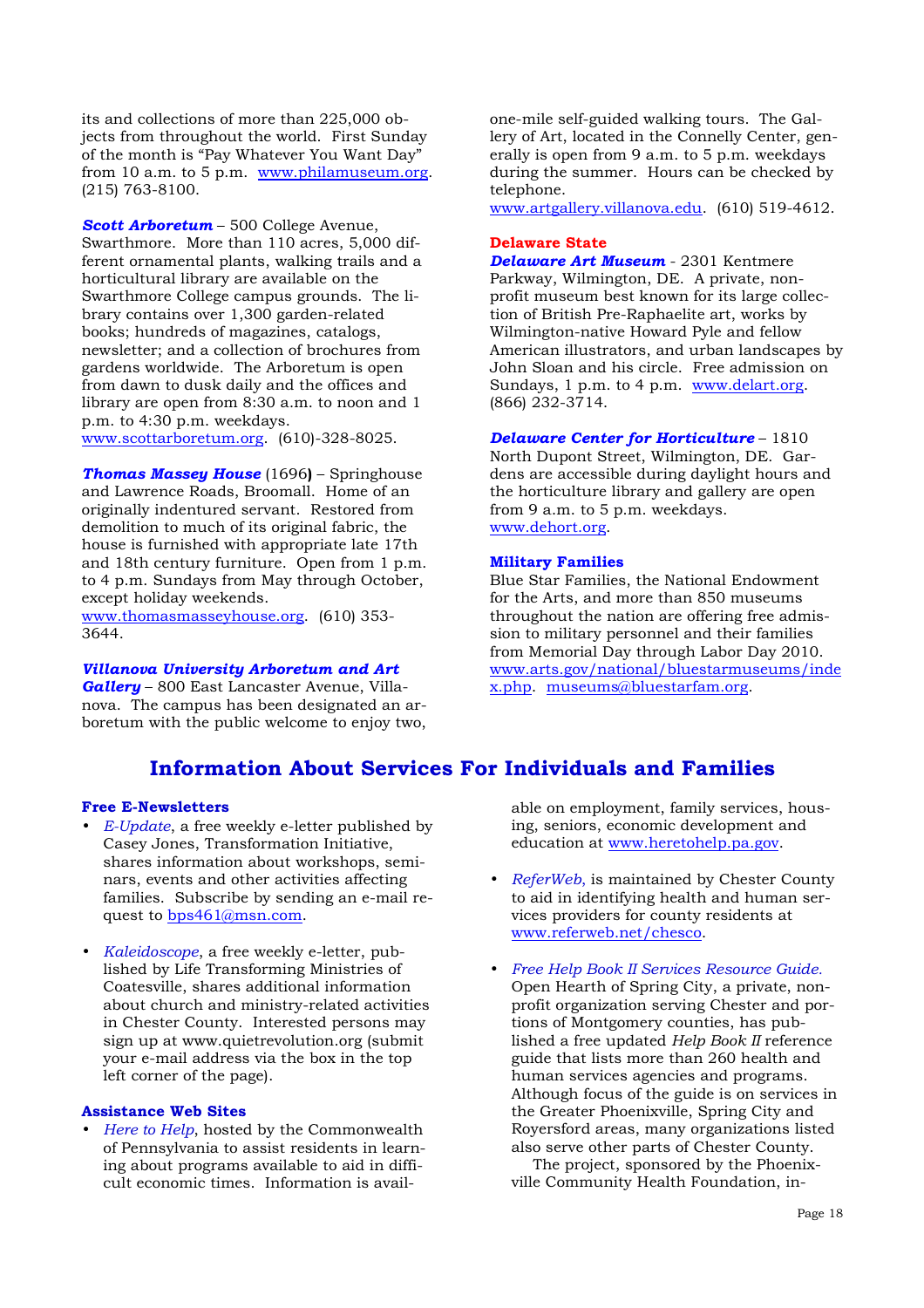its and collections of more than 225,000 objects from throughout the world. First Sunday of the month is "Pay Whatever You Want Day" from 10 a.m. to 5 p.m. www.philamuseum.org. (215) 763-8100.

***Scott Arboretum*** – 500 College Avenue, Swarthmore. More than 110 acres, 5,000 different ornamental plants, walking trails and a horticultural library are available on the Swarthmore College campus grounds. The library contains over 1,300 garden-related books; hundreds of magazines, catalogs, newsletter; and a collection of brochures from gardens worldwide. The Arboretum is open from dawn to dusk daily and the offices and library are open from 8:30 a.m. to noon and 1 p.m. to 4:30 p.m. weekdays. www.scottarboretum.org. (610)-328-8025.

***Thomas Massey House*** (1696**)** – Springhouse and Lawrence Roads, Broomall. Home of an originally indentured servant. Restored from demolition to much of its original fabric, the house is furnished with appropriate late 17th and 18th century furniture. Open from 1 p.m. to 4 p.m. Sundays from May through October, except holiday weekends. www.thomasmasseyhouse.org. (610) 353-3644.

***Villanova University Arboretum and Art Gallery*** – 800 East Lancaster Avenue, Villanova. The campus has been designated an arboretum with the public welcome to enjoy two, one-mile self-guided walking tours. The Gallery of Art, located in the Connelly Center, generally is open from 9 a.m. to 5 p.m. weekdays during the summer. Hours can be checked by telephone. www.artgallery.villanova.edu. (610) 519-4612.

**Delaware State**

***Delaware Art Museum*** - 2301 Kentmere Parkway, Wilmington, DE. A private, non-profit museum best known for its large collection of British Pre-Raphaelite art, works by Wilmington-native Howard Pyle and fellow American illustrators, and urban landscapes by John Sloan and his circle. Free admission on Sundays, 1 p.m. to 4 p.m. www.delart.org. (866) 232-3714.

***Delaware Center for Horticulture*** – 1810 North Dupont Street, Wilmington, DE. Gardens are accessible during daylight hours and the horticulture library and gallery are open from 9 a.m. to 5 p.m. weekdays. www.dehort.org.

**Military Families**

Blue Star Families, the National Endowment for the Arts, and more than 850 museums throughout the nation are offering free admission to military personnel and their families from Memorial Day through Labor Day 2010. www.arts.gov/national/bluestarmuseums/index.php. museums@bluestarfam.org.

## Information About Services For Individuals and Families

**Free E-Newsletters**

- *E-Update*, a free weekly e-letter published by Casey Jones, Transformation Initiative, shares information about workshops, seminars, events and other activities affecting families. Subscribe by sending an e-mail request to bps461@msn.com.

- *Kaleidoscope*, a free weekly e-letter, published by Life Transforming Ministries of Coatesville, shares additional information about church and ministry-related activities in Chester County. Interested persons may sign up at www.quietrevolution.org (submit your e-mail address via the box in the top left corner of the page).

**Assistance Web Sites**

- *Here to Help*, hosted by the Commonwealth of Pennsylvania to assist residents in learning about programs available to aid in difficult economic times. Information is available on employment, family services, housing, seniors, economic development and education at www.heretohelp.pa.gov.

- *ReferWeb,* is maintained by Chester County to aid in identifying health and human services providers for county residents at www.referweb.net/chesco.

- *Free Help Book II Services Resource Guide.* Open Hearth of Spring City, a private, non-profit organization serving Chester and portions of Montgomery counties, has published a free updated *Help Book II* reference guide that lists more than 260 health and human services agencies and programs. Although focus of the guide is on services in the Greater Phoenixville, Spring City and Royersford areas, many organizations listed also serve other parts of Chester County.

  The project, sponsored by the Phoenixville Community Health Foundation, in-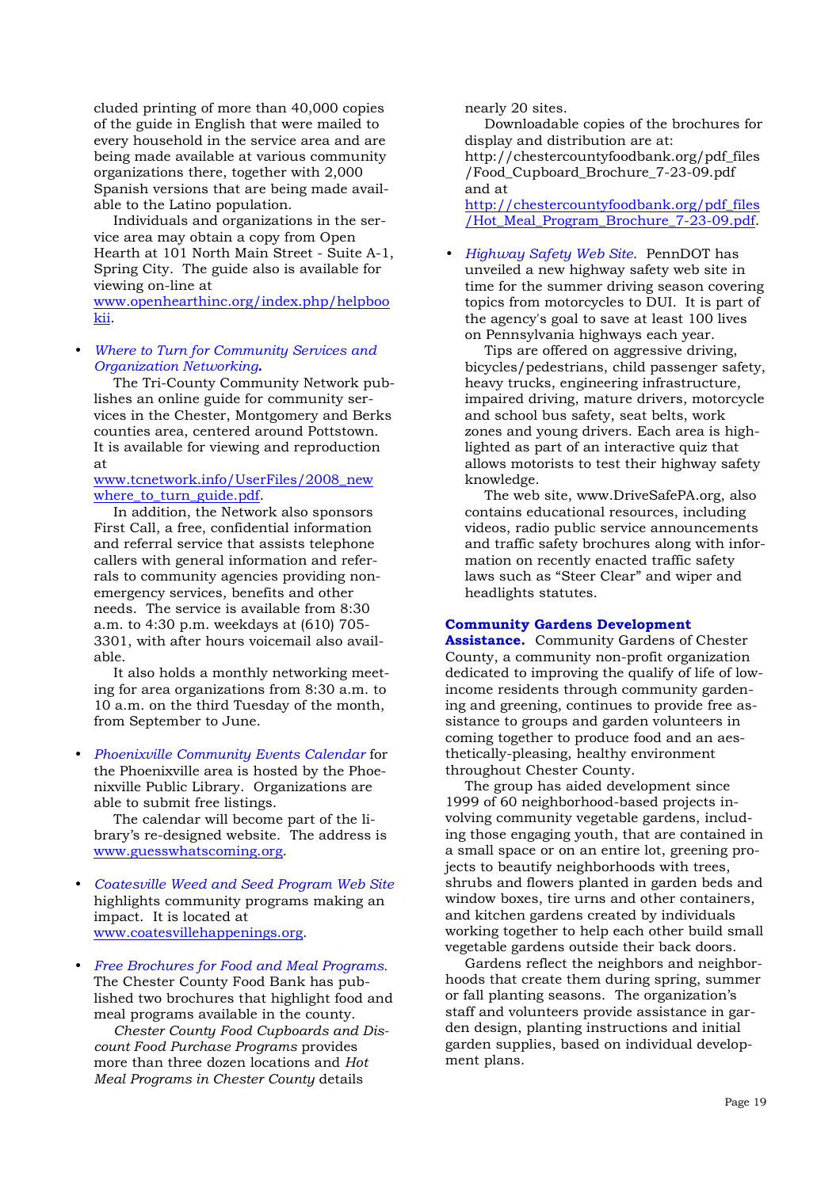cluded printing of more than 40,000 copies of the guide in English that were mailed to every household in the service area and are being made available at various community organizations there, together with 2,000 Spanish versions that are being made available to the Latino population.

Individuals and organizations in the service area may obtain a copy from Open Hearth at 101 North Main Street - Suite A-1, Spring City. The guide also is available for viewing on-line at www.openhearthinc.org/index.php/helpbookii.

- *Where to Turn for Community Services and Organization Networking.*

  The Tri-County Community Network publishes an online guide for community services in the Chester, Montgomery and Berks counties area, centered around Pottstown. It is available for viewing and reproduction at www.tcnetwork.info/UserFiles/2008_new where_to_turn_guide.pdf.

  In addition, the Network also sponsors First Call, a free, confidential information and referral service that assists telephone callers with general information and referrals to community agencies providing non-emergency services, benefits and other needs. The service is available from 8:30 a.m. to 4:30 p.m. weekdays at (610) 705-3301, with after hours voicemail also available.

  It also holds a monthly networking meeting for area organizations from 8:30 a.m. to 10 a.m. on the third Tuesday of the month, from September to June.

- *Phoenixville Community Events Calendar* for the Phoenixville area is hosted by the Phoenixville Public Library. Organizations are able to submit free listings.

  The calendar will become part of the library's re-designed website. The address is www.guesswhatscoming.org.

- *Coatesville Weed and Seed Program Web Site* highlights community programs making an impact. It is located at www.coatesvillehappenings.org.

- *Free Brochures for Food and Meal Programs.* The Chester County Food Bank has published two brochures that highlight food and meal programs available in the county.

  *Chester County Food Cupboards and Discount Food Purchase Programs* provides more than three dozen locations and *Hot Meal Programs in Chester County* details nearly 20 sites.

  Downloadable copies of the brochures for display and distribution are at: http://chestercountyfoodbank.org/pdf_files/Food_Cupboard_Brochure_7-23-09.pdf and at http://chestercountyfoodbank.org/pdf_files/Hot_Meal_Program_Brochure_7-23-09.pdf.

- *Highway Safety Web Site.* PennDOT has unveiled a new highway safety web site in time for the summer driving season covering topics from motorcycles to DUI. It is part of the agency's goal to save at least 100 lives on Pennsylvania highways each year.

  Tips are offered on aggressive driving, bicycles/pedestrians, child passenger safety, heavy trucks, engineering infrastructure, impaired driving, mature drivers, motorcycle and school bus safety, seat belts, work zones and young drivers. Each area is highlighted as part of an interactive quiz that allows motorists to test their highway safety knowledge.

  The web site, www.DriveSafePA.org, also contains educational resources, including videos, radio public service announcements and traffic safety brochures along with information on recently enacted traffic safety laws such as "Steer Clear" and wiper and headlights statutes.

**Community Gardens Development Assistance.** Community Gardens of Chester County, a community non-profit organization dedicated to improving the qualify of life of low-income residents through community gardening and greening, continues to provide free assistance to groups and garden volunteers in coming together to produce food and an aesthetically-pleasing, healthy environment throughout Chester County.

The group has aided development since 1999 of 60 neighborhood-based projects involving community vegetable gardens, including those engaging youth, that are contained in a small space or on an entire lot, greening projects to beautify neighborhoods with trees, shrubs and flowers planted in garden beds and window boxes, tire urns and other containers, and kitchen gardens created by individuals working together to help each other build small vegetable gardens outside their back doors.

Gardens reflect the neighbors and neighborhoods that create them during spring, summer or fall planting seasons. The organization's staff and volunteers provide assistance in garden design, planting instructions and initial garden supplies, based on individual development plans.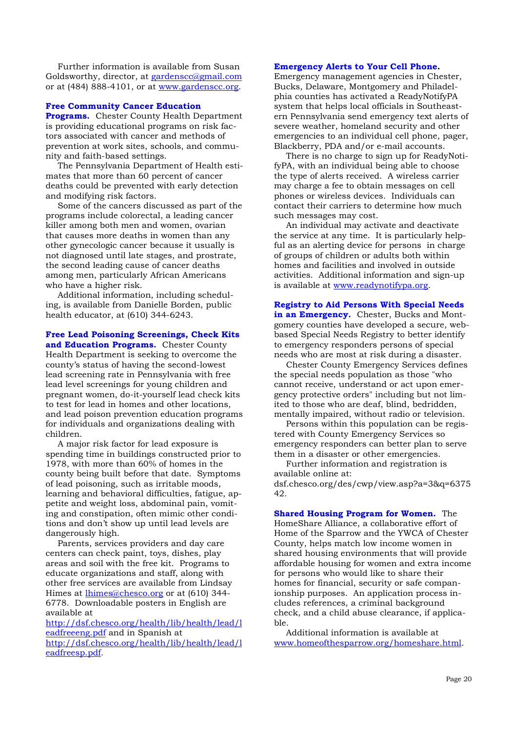Further information is available from Susan Goldsworthy, director, at gardenscc@gmail.com or at (484) 888-4101, or at www.gardenscc.org.

**Free Community Cancer Education Programs.** Chester County Health Department is providing educational programs on risk factors associated with cancer and methods of prevention at work sites, schools, and community and faith-based settings.

The Pennsylvania Department of Health estimates that more than 60 percent of cancer deaths could be prevented with early detection and modifying risk factors.

Some of the cancers discussed as part of the programs include colorectal, a leading cancer killer among both men and women, ovarian that causes more deaths in women than any other gynecologic cancer because it usually is not diagnosed until late stages, and prostrate, the second leading cause of cancer deaths among men, particularly African Americans who have a higher risk.

Additional information, including scheduling, is available from Danielle Borden, public health educator, at (610) 344-6243.

**Free Lead Poisoning Screenings, Check Kits and Education Programs.** Chester County Health Department is seeking to overcome the county's status of having the second-lowest lead screening rate in Pennsylvania with free lead level screenings for young children and pregnant women, do-it-yourself lead check kits to test for lead in homes and other locations, and lead poison prevention education programs for individuals and organizations dealing with children.

A major risk factor for lead exposure is spending time in buildings constructed prior to 1978, with more than 60% of homes in the county being built before that date. Symptoms of lead poisoning, such as irritable moods, learning and behavioral difficulties, fatigue, appetite and weight loss, abdominal pain, vomiting and constipation, often mimic other conditions and don't show up until lead levels are dangerously high.

Parents, services providers and day care centers can check paint, toys, dishes, play areas and soil with the free kit. Programs to educate organizations and staff, along with other free services are available from Lindsay Himes at lhimes@chesco.org or at (610) 344-6778. Downloadable posters in English are available at http://dsf.chesco.org/health/lib/health/lead/leadfreeeng.pdf and in Spanish at http://dsf.chesco.org/health/lib/health/lead/leadfreesp.pdf.

**Emergency Alerts to Your Cell Phone.** Emergency management agencies in Chester, Bucks, Delaware, Montgomery and Philadelphia counties has activated a ReadyNotifyPA system that helps local officials in Southeastern Pennsylvania send emergency text alerts of severe weather, homeland security and other emergencies to an individual cell phone, pager, Blackberry, PDA and/or e-mail accounts.

There is no charge to sign up for ReadyNotifyPA, with an individual being able to choose the type of alerts received. A wireless carrier may charge a fee to obtain messages on cell phones or wireless devices. Individuals can contact their carriers to determine how much such messages may cost.

An individual may activate and deactivate the service at any time. It is particularly helpful as an alerting device for persons in charge of groups of children or adults both within homes and facilities and involved in outside activities. Additional information and sign-up is available at www.readynotifypa.org.

**Registry to Aid Persons With Special Needs in an Emergency.** Chester, Bucks and Montgomery counties have developed a secure, web-based Special Needs Registry to better identify to emergency responders persons of special needs who are most at risk during a disaster.

Chester County Emergency Services defines the special needs population as those "who cannot receive, understand or act upon emergency protective orders" including but not limited to those who are deaf, blind, bedridden, mentally impaired, without radio or television.

Persons within this population can be registered with County Emergency Services so emergency responders can better plan to serve them in a disaster or other emergencies.

Further information and registration is available online at: dsf.chesco.org/des/cwp/view.asp?a=3&q=637542.

**Shared Housing Program for Women.** The HomeShare Alliance, a collaborative effort of Home of the Sparrow and the YWCA of Chester County, helps match low income women in shared housing environments that will provide affordable housing for women and extra income for persons who would like to share their homes for financial, security or safe companionship purposes. An application process includes references, a criminal background check, and a child abuse clearance, if applicable.

Additional information is available at www.homeofthesparrow.org/homeshare.html.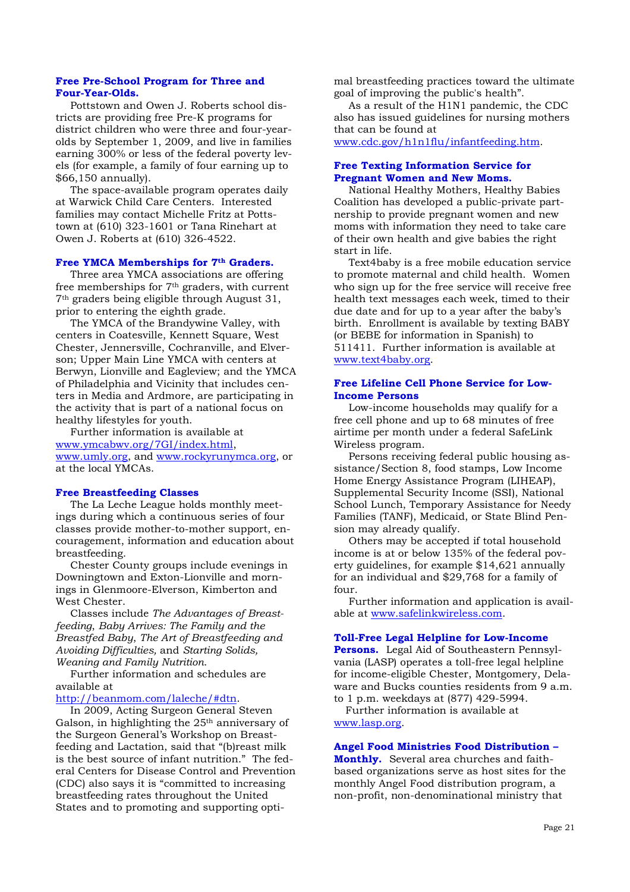**Free Pre-School Program for Three and Four-Year-Olds.**

Pottstown and Owen J. Roberts school districts are providing free Pre-K programs for district children who were three and four-year-olds by September 1, 2009, and live in families earning 300% or less of the federal poverty levels (for example, a family of four earning up to $66,150 annually).

The space-available program operates daily at Warwick Child Care Centers. Interested families may contact Michelle Fritz at Pottstown at (610) 323-1601 or Tana Rinehart at Owen J. Roberts at (610) 326-4522.

**Free YMCA Memberships for 7th Graders.**

Three area YMCA associations are offering free memberships for 7th graders, with current 7th graders being eligible through August 31, prior to entering the eighth grade.

The YMCA of the Brandywine Valley, with centers in Coatesville, Kennett Square, West Chester, Jennersville, Cochranville, and Elverson; Upper Main Line YMCA with centers at Berwyn, Lionville and Eagleview; and the YMCA of Philadelphia and Vicinity that includes centers in Media and Ardmore, are participating in the activity that is part of a national focus on healthy lifestyles for youth.

Further information is available at www.ymcabwv.org/7GI/index.html, www.umly.org, and www.rockyrunymca.org, or at the local YMCAs.

**Free Breastfeeding Classes**

The La Leche League holds monthly meetings during which a continuous series of four classes provide mother-to-mother support, encouragement, information and education about breastfeeding.

Chester County groups include evenings in Downingtown and Exton-Lionville and mornings in Glenmoore-Elverson, Kimberton and West Chester.

Classes include *The Advantages of Breastfeeding*, *Baby Arrives: The Family and the Breastfed Baby, The Art of Breastfeeding and Avoiding Difficulties,* and *Starting Solids, Weaning and Family Nutrition*.

Further information and schedules are available at http://beanmom.com/laleche/#dtn.

In 2009, Acting Surgeon General Steven Galson, in highlighting the 25th anniversary of the Surgeon General's Workshop on Breastfeeding and Lactation, said that "(b)reast milk is the best source of infant nutrition." The federal Centers for Disease Control and Prevention (CDC) also says it is "committed to increasing breastfeeding rates throughout the United States and to promoting and supporting optimal breastfeeding practices toward the ultimate goal of improving the public's health".

As a result of the H1N1 pandemic, the CDC also has issued guidelines for nursing mothers that can be found at www.cdc.gov/h1n1flu/infantfeeding.htm.

**Free Texting Information Service for Pregnant Women and New Moms.**

National Healthy Mothers, Healthy Babies Coalition has developed a public-private partnership to provide pregnant women and new moms with information they need to take care of their own health and give babies the right start in life.

Text4baby is a free mobile education service to promote maternal and child health. Women who sign up for the free service will receive free health text messages each week, timed to their due date and for up to a year after the baby's birth. Enrollment is available by texting BABY (or BEBE for information in Spanish) to 511411. Further information is available at www.text4baby.org.

**Free Lifeline Cell Phone Service for Low-Income Persons**

Low-income households may qualify for a free cell phone and up to 68 minutes of free airtime per month under a federal SafeLink Wireless program.

Persons receiving federal public housing assistance/Section 8, food stamps, Low Income Home Energy Assistance Program (LIHEAP), Supplemental Security Income (SSI), National School Lunch, Temporary Assistance for Needy Families (TANF), Medicaid, or State Blind Pension may already qualify.

Others may be accepted if total household income is at or below 135% of the federal poverty guidelines, for example $14,621 annually for an individual and $29,768 for a family of four.

Further information and application is available at www.safelinkwireless.com.

**Toll-Free Legal Helpline for Low-Income Persons.** Legal Aid of Southeastern Pennsylvania (LASP) operates a toll-free legal helpline for income-eligible Chester, Montgomery, Delaware and Bucks counties residents from 9 a.m. to 1 p.m. weekdays at (877) 429-5994.

Further information is available at www.lasp.org.

**Angel Food Ministries Food Distribution – Monthly.** Several area churches and faith-based organizations serve as host sites for the monthly Angel Food distribution program, a non-profit, non-denominational ministry that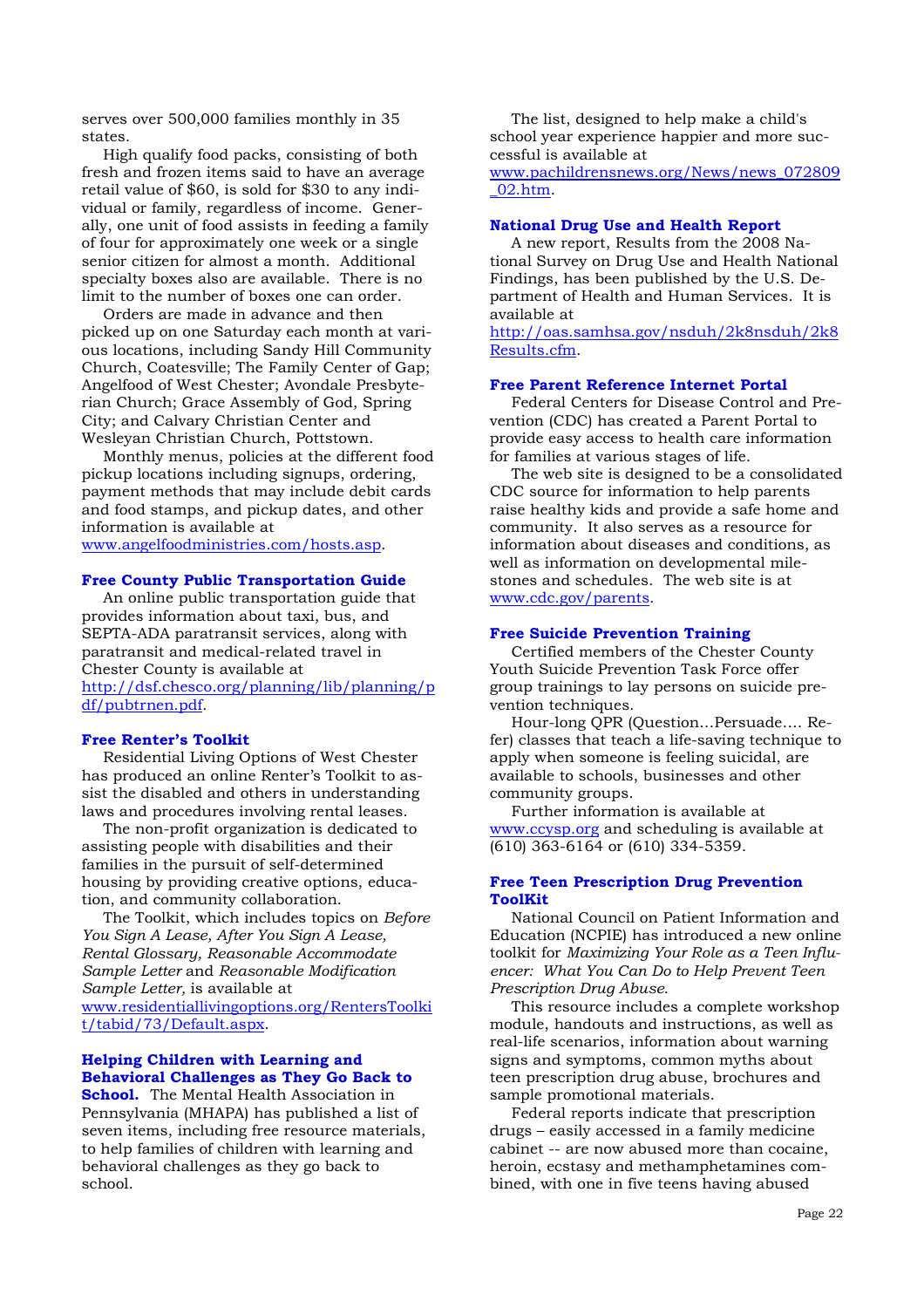serves over 500,000 families monthly in 35 states.

High qualify food packs, consisting of both fresh and frozen items said to have an average retail value of $60, is sold for $30 to any individual or family, regardless of income. Generally, one unit of food assists in feeding a family of four for approximately one week or a single senior citizen for almost a month. Additional specialty boxes also are available. There is no limit to the number of boxes one can order.

Orders are made in advance and then picked up on one Saturday each month at various locations, including Sandy Hill Community Church, Coatesville; The Family Center of Gap; Angelfood of West Chester; Avondale Presbyterian Church; Grace Assembly of God, Spring City; and Calvary Christian Center and Wesleyan Christian Church, Pottstown.

Monthly menus, policies at the different food pickup locations including signups, ordering, payment methods that may include debit cards and food stamps, and pickup dates, and other information is available at www.angelfoodministries.com/hosts.asp.

### Free County Public Transportation Guide

An online public transportation guide that provides information about taxi, bus, and SEPTA-ADA paratransit services, along with paratransit and medical-related travel in Chester County is available at http://dsf.chesco.org/planning/lib/planning/pdf/pubtrnen.pdf.

### Free Renter's Toolkit

Residential Living Options of West Chester has produced an online Renter's Toolkit to assist the disabled and others in understanding laws and procedures involving rental leases.

The non-profit organization is dedicated to assisting people with disabilities and their families in the pursuit of self-determined housing by providing creative options, education, and community collaboration.

The Toolkit, which includes topics on *Before You Sign A Lease, After You Sign A Lease, Rental Glossary, Reasonable Accommodate Sample Letter* and *Reasonable Modification Sample Letter,* is available at www.residentiallivingoptions.org/RentersToolkit/tabid/73/Default.aspx.

**Helping Children with Learning and Behavioral Challenges as They Go Back to School.** The Mental Health Association in Pennsylvania (MHAPA) has published a list of seven items, including free resource materials, to help families of children with learning and behavioral challenges as they go back to school.

The list, designed to help make a child's school year experience happier and more successful is available at www.pachildrensnews.org/News/news_072809_02.htm.

### National Drug Use and Health Report

A new report, Results from the 2008 National Survey on Drug Use and Health National Findings, has been published by the U.S. Department of Health and Human Services. It is available at http://oas.samhsa.gov/nsduh/2k8nsduh/2k8Results.cfm.

### Free Parent Reference Internet Portal

Federal Centers for Disease Control and Prevention (CDC) has created a Parent Portal to provide easy access to health care information for families at various stages of life.

The web site is designed to be a consolidated CDC source for information to help parents raise healthy kids and provide a safe home and community. It also serves as a resource for information about diseases and conditions, as well as information on developmental milestones and schedules. The web site is at www.cdc.gov/parents.

### Free Suicide Prevention Training

Certified members of the Chester County Youth Suicide Prevention Task Force offer group trainings to lay persons on suicide prevention techniques.

Hour-long QPR (Question…Persuade…. Refer) classes that teach a life-saving technique to apply when someone is feeling suicidal, are available to schools, businesses and other community groups.

Further information is available at www.ccysp.org and scheduling is available at (610) 363-6164 or (610) 334-5359.

### Free Teen Prescription Drug Prevention ToolKit

National Council on Patient Information and Education (NCPIE) has introduced a new online toolkit for *Maximizing Your Role as a Teen Influencer: What You Can Do to Help Prevent Teen Prescription Drug Abuse*.

This resource includes a complete workshop module, handouts and instructions, as well as real-life scenarios, information about warning signs and symptoms, common myths about teen prescription drug abuse, brochures and sample promotional materials.

Federal reports indicate that prescription drugs – easily accessed in a family medicine cabinet -- are now abused more than cocaine, heroin, ecstasy and methamphetamines combined, with one in five teens having abused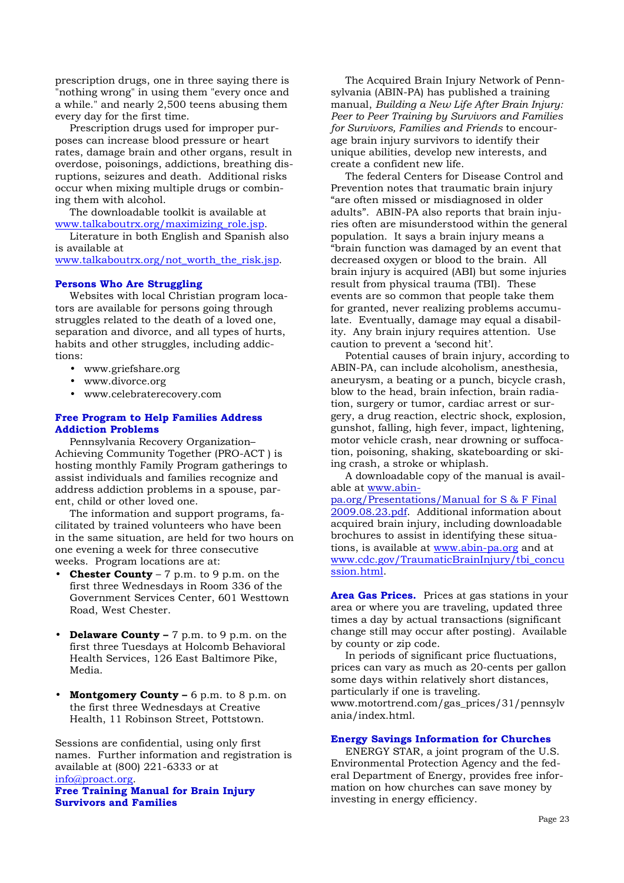prescription drugs, one in three saying there is "nothing wrong" in using them "every once and a while." and nearly 2,500 teens abusing them every day for the first time.

Prescription drugs used for improper purposes can increase blood pressure or heart rates, damage brain and other organs, result in overdose, poisonings, addictions, breathing disruptions, seizures and death. Additional risks occur when mixing multiple drugs or combining them with alcohol.

The downloadable toolkit is available at www.talkaboutrx.org/maximizing_role.jsp.

Literature in both English and Spanish also is available at www.talkaboutrx.org/not_worth_the_risk.jsp.

### Persons Who Are Struggling

Websites with local Christian program locators are available for persons going through struggles related to the death of a loved one, separation and divorce, and all types of hurts, habits and other struggles, including addictions:

- www.griefshare.org
- www.divorce.org
- www.celebraterecovery.com

### Free Program to Help Families Address Addiction Problems

Pennsylvania Recovery Organization–Achieving Community Together (PRO-ACT ) is hosting monthly Family Program gatherings to assist individuals and families recognize and address addiction problems in a spouse, parent, child or other loved one.

The information and support programs, facilitated by trained volunteers who have been in the same situation, are held for two hours on one evening a week for three consecutive weeks. Program locations are at:

- **Chester County** – 7 p.m. to 9 p.m. on the first three Wednesdays in Room 336 of the Government Services Center, 601 Westtown Road, West Chester.
- **Delaware County –** 7 p.m. to 9 p.m. on the first three Tuesdays at Holcomb Behavioral Health Services, 126 East Baltimore Pike, Media.
- **Montgomery County –** 6 p.m. to 8 p.m. on the first three Wednesdays at Creative Health, 11 Robinson Street, Pottstown.

Sessions are confidential, using only first names. Further information and registration is available at (800) 221-6333 or at info@proact.org.

### Free Training Manual for Brain Injury Survivors and Families

The Acquired Brain Injury Network of Pennsylvania (ABIN-PA) has published a training manual, *Building a New Life After Brain Injury: Peer to Peer Training by Survivors and Families for Survivors, Families and Friends* to encourage brain injury survivors to identify their unique abilities, develop new interests, and create a confident new life.

The federal Centers for Disease Control and Prevention notes that traumatic brain injury "are often missed or misdiagnosed in older adults". ABIN-PA also reports that brain injuries often are misunderstood within the general population. It says a brain injury means a "brain function was damaged by an event that decreased oxygen or blood to the brain. All brain injury is acquired (ABI) but some injuries result from physical trauma (TBI). These events are so common that people take them for granted, never realizing problems accumulate. Eventually, damage may equal a disability. Any brain injury requires attention. Use caution to prevent a 'second hit'.

Potential causes of brain injury, according to ABIN-PA, can include alcoholism, anesthesia, aneurysm, a beating or a punch, bicycle crash, blow to the head, brain infection, brain radiation, surgery or tumor, cardiac arrest or surgery, a drug reaction, electric shock, explosion, gunshot, falling, high fever, impact, lightening, motor vehicle crash, near drowning or suffocation, poisoning, shaking, skateboarding or skiing crash, a stroke or whiplash.

A downloadable copy of the manual is available at www.abin-pa.org/Presentations/Manual for S & F Final 2009.08.23.pdf. Additional information about acquired brain injury, including downloadable brochures to assist in identifying these situations, is available at www.abin-pa.org and at www.cdc.gov/TraumaticBrainInjury/tbi_concussion.html.

**Area Gas Prices.** Prices at gas stations in your area or where you are traveling, updated three times a day by actual transactions (significant change still may occur after posting). Available by county or zip code.

In periods of significant price fluctuations, prices can vary as much as 20-cents per gallon some days within relatively short distances, particularly if one is traveling. www.motortrend.com/gas_prices/31/pennsylvania/index.html.

### Energy Savings Information for Churches

ENERGY STAR, a joint program of the U.S. Environmental Protection Agency and the federal Department of Energy, provides free information on how churches can save money by investing in energy efficiency.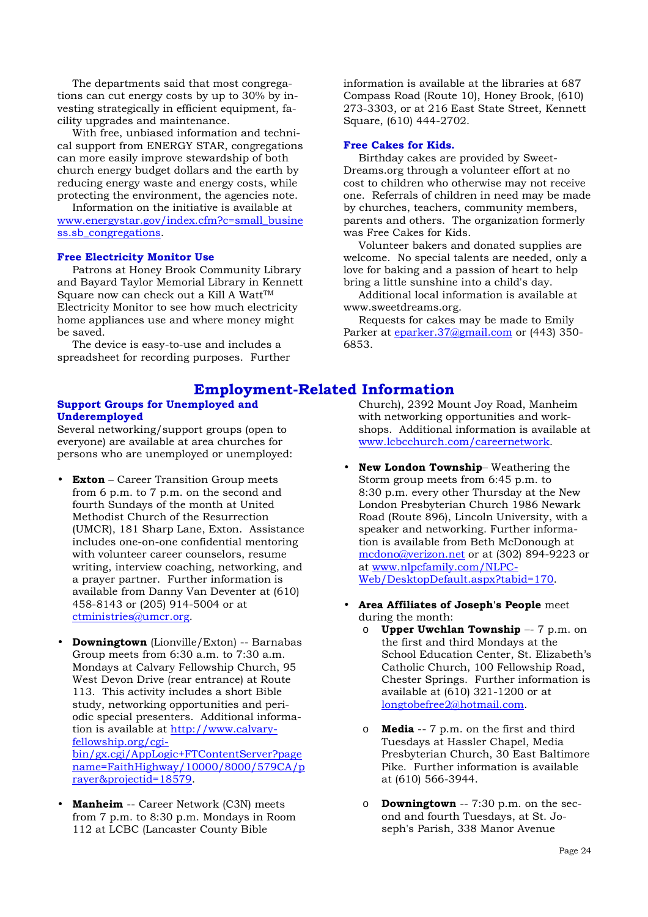The departments said that most congregations can cut energy costs by up to 30% by investing strategically in efficient equipment, facility upgrades and maintenance.

With free, unbiased information and technical support from ENERGY STAR, congregations can more easily improve stewardship of both church energy budget dollars and the earth by reducing energy waste and energy costs, while protecting the environment, the agencies note.

Information on the initiative is available at www.energystar.gov/index.cfm?c=small_business.sb_congregations.

**Free Electricity Monitor Use**

Patrons at Honey Brook Community Library and Bayard Taylor Memorial Library in Kennett Square now can check out a Kill A Watt™ Electricity Monitor to see how much electricity home appliances use and where money might be saved.

The device is easy-to-use and includes a spreadsheet for recording purposes. Further information is available at the libraries at 687 Compass Road (Route 10), Honey Brook, (610) 273-3303, or at 216 East State Street, Kennett Square, (610) 444-2702.

**Free Cakes for Kids.**

Birthday cakes are provided by SweetDreams.org through a volunteer effort at no cost to children who otherwise may not receive one. Referrals of children in need may be made by churches, teachers, community members, parents and others. The organization formerly was Free Cakes for Kids.

Volunteer bakers and donated supplies are welcome. No special talents are needed, only a love for baking and a passion of heart to help bring a little sunshine into a child's day.

Additional local information is available at www.sweetdreams.org.

Requests for cakes may be made to Emily Parker at eparker.37@gmail.com or (443) 350-6853.

# Employment-Related Information

**Support Groups for Unemployed and Underemployed**

Several networking/support groups (open to everyone) are available at area churches for persons who are unemployed or unemployed:

- **Exton** – Career Transition Group meets from 6 p.m. to 7 p.m. on the second and fourth Sundays of the month at United Methodist Church of the Resurrection (UMCR), 181 Sharp Lane, Exton. Assistance includes one-on-one confidential mentoring with volunteer career counselors, resume writing, interview coaching, networking, and a prayer partner. Further information is available from Danny Van Deventer at (610) 458-8143 or (205) 914-5004 or at ctministries@umcr.org.

- **Downingtown** (Lionville/Exton) -- Barnabas Group meets from 6:30 a.m. to 7:30 a.m. Mondays at Calvary Fellowship Church, 95 West Devon Drive (rear entrance) at Route 113. This activity includes a short Bible study, networking opportunities and periodic special presenters. Additional information is available at http://www.calvary-fellowship.org/cgi-bin/gx.cgi/AppLogic+FTContentServer?pagename=FaithHighway/10000/8000/579CA/prayer&projectid=18579.

- **Manheim** -- Career Network (C3N) meets from 7 p.m. to 8:30 p.m. Mondays in Room 112 at LCBC (Lancaster County Bible Church), 2392 Mount Joy Road, Manheim with networking opportunities and workshops. Additional information is available at www.lcbcchurch.com/careernetwork.

- **New London Township**– Weathering the Storm group meets from 6:45 p.m. to 8:30 p.m. every other Thursday at the New London Presbyterian Church 1986 Newark Road (Route 896), Lincoln University, with a speaker and networking. Further information is available from Beth McDonough at mcdono@verizon.net or at (302) 894-9223 or at www.nlpcfamily.com/NLPC-Web/DesktopDefault.aspx?tabid=170.

- **Area Affiliates of Joseph's People** meet during the month:
  - **Upper Uwchlan Township** –- 7 p.m. on the first and third Mondays at the School Education Center, St. Elizabeth's Catholic Church, 100 Fellowship Road, Chester Springs. Further information is available at (610) 321-1200 or at longtobefree2@hotmail.com.
  - **Media** -- 7 p.m. on the first and third Tuesdays at Hassler Chapel, Media Presbyterian Church, 30 East Baltimore Pike. Further information is available at (610) 566-3944.
  - **Downingtown** -- 7:30 p.m. on the second and fourth Tuesdays, at St. Joseph's Parish, 338 Manor Avenue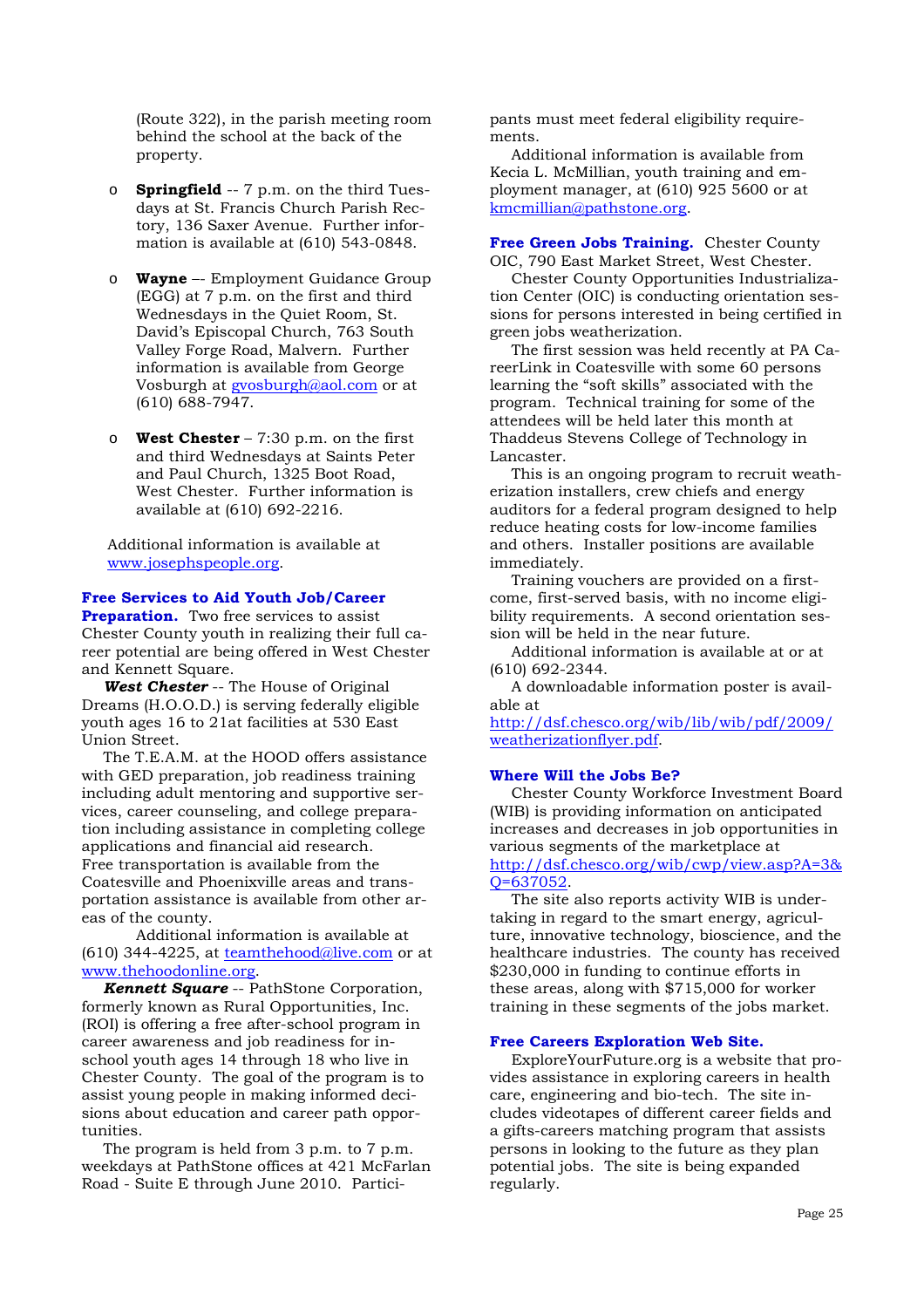(Route 322), in the parish meeting room behind the school at the back of the property.

- **Springfield** -- 7 p.m. on the third Tuesdays at St. Francis Church Parish Rectory, 136 Saxer Avenue. Further information is available at (610) 543-0848.

- **Wayne** –- Employment Guidance Group (EGG) at 7 p.m. on the first and third Wednesdays in the Quiet Room, St. David's Episcopal Church, 763 South Valley Forge Road, Malvern. Further information is available from George Vosburgh at gvosburgh@aol.com or at (610) 688-7947.

- **West Chester** – 7:30 p.m. on the first and third Wednesdays at Saints Peter and Paul Church, 1325 Boot Road, West Chester. Further information is available at (610) 692-2216.

Additional information is available at www.josephspeople.org.

**Free Services to Aid Youth Job/Career Preparation.** Two free services to assist Chester County youth in realizing their full career potential are being offered in West Chester and Kennett Square.

***West Chester*** -- The House of Original Dreams (H.O.O.D.) is serving federally eligible youth ages 16 to 21at facilities at 530 East Union Street.

The T.E.A.M. at the HOOD offers assistance with GED preparation, job readiness training including adult mentoring and supportive services, career counseling, and college preparation including assistance in completing college applications and financial aid research. Free transportation is available from the Coatesville and Phoenixville areas and transportation assistance is available from other areas of the county.

Additional information is available at (610) 344-4225, at teamthehood@live.com or at www.thehoodonline.org.

***Kennett Square*** -- PathStone Corporation, formerly known as Rural Opportunities, Inc. (ROI) is offering a free after-school program in career awareness and job readiness for in-school youth ages 14 through 18 who live in Chester County. The goal of the program is to assist young people in making informed decisions about education and career path opportunities.

The program is held from 3 p.m. to 7 p.m. weekdays at PathStone offices at 421 McFarlan Road - Suite E through June 2010. Participants must meet federal eligibility requirements.

Additional information is available from Kecia L. McMillian, youth training and employment manager, at (610) 925 5600 or at kmcmillian@pathstone.org.

**Free Green Jobs Training.** Chester County OIC, 790 East Market Street, West Chester.

Chester County Opportunities Industrialization Center (OIC) is conducting orientation sessions for persons interested in being certified in green jobs weatherization.

The first session was held recently at PA CareerLink in Coatesville with some 60 persons learning the "soft skills" associated with the program. Technical training for some of the attendees will be held later this month at Thaddeus Stevens College of Technology in Lancaster.

This is an ongoing program to recruit weatherization installers, crew chiefs and energy auditors for a federal program designed to help reduce heating costs for low-income families and others. Installer positions are available immediately.

Training vouchers are provided on a first-come, first-served basis, with no income eligibility requirements. A second orientation session will be held in the near future.

Additional information is available at or at (610) 692-2344.

A downloadable information poster is available at http://dsf.chesco.org/wib/lib/wib/pdf/2009/weatherizationflyer.pdf.

**Where Will the Jobs Be?**

Chester County Workforce Investment Board (WIB) is providing information on anticipated increases and decreases in job opportunities in various segments of the marketplace at http://dsf.chesco.org/wib/cwp/view.asp?A=3&Q=637052.

The site also reports activity WIB is undertaking in regard to the smart energy, agriculture, innovative technology, bioscience, and the healthcare industries. The county has received $230,000 in funding to continue efforts in these areas, along with $715,000 for worker training in these segments of the jobs market.

**Free Careers Exploration Web Site.**

ExploreYourFuture.org is a website that provides assistance in exploring careers in health care, engineering and bio-tech. The site includes videotapes of different career fields and a gifts-careers matching program that assists persons in looking to the future as they plan potential jobs. The site is being expanded regularly.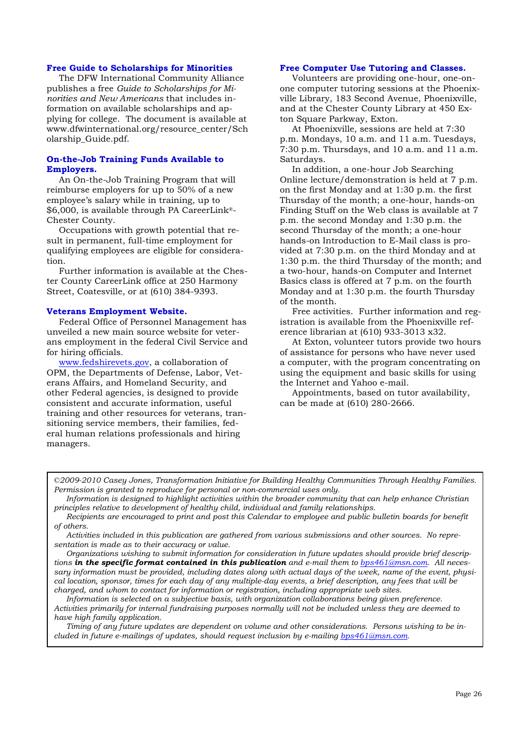**Free Guide to Scholarships for Minorities**

The DFW International Community Alliance publishes a free *Guide to Scholarships for Minorities and New Americans* that includes information on available scholarships and applying for college. The document is available at www.dfwinternational.org/resource_center/Scholarship_Guide.pdf.

**On-the-Job Training Funds Available to Employers.**

An On-the-Job Training Program that will reimburse employers for up to 50% of a new employee's salary while in training, up to $6,000, is available through PA CareerLink®-Chester County.

Occupations with growth potential that result in permanent, full-time employment for qualifying employees are eligible for consideration.

Further information is available at the Chester County CareerLink office at 250 Harmony Street, Coatesville, or at (610) 384-9393.

**Veterans Employment Website.**

Federal Office of Personnel Management has unveiled a new main source website for veterans employment in the federal Civil Service and for hiring officials.

www.fedshirevets.gov, a collaboration of OPM, the Departments of Defense, Labor, Veterans Affairs, and Homeland Security, and other Federal agencies, is designed to provide consistent and accurate information, useful training and other resources for veterans, transitioning service members, their families, federal human relations professionals and hiring managers.

**Free Computer Use Tutoring and Classes.**

Volunteers are providing one-hour, one-on-one computer tutoring sessions at the Phoenixville Library, 183 Second Avenue, Phoenixville, and at the Chester County Library at 450 Exton Square Parkway, Exton.

At Phoenixville, sessions are held at 7:30 p.m. Mondays, 10 a.m. and 11 a.m. Tuesdays, 7:30 p.m. Thursdays, and 10 a.m. and 11 a.m. Saturdays.

In addition, a one-hour Job Searching Online lecture/demonstration is held at 7 p.m. on the first Monday and at 1:30 p.m. the first Thursday of the month; a one-hour, hands-on Finding Stuff on the Web class is available at 7 p.m. the second Monday and 1:30 p.m. the second Thursday of the month; a one-hour hands-on Introduction to E-Mail class is provided at 7:30 p.m. on the third Monday and at 1:30 p.m. the third Thursday of the month; and a two-hour, hands-on Computer and Internet Basics class is offered at 7 p.m. on the fourth Monday and at 1:30 p.m. the fourth Thursday of the month.

Free activities. Further information and registration is available from the Phoenixville reference librarian at (610) 933-3013 x32.

At Exton, volunteer tutors provide two hours of assistance for persons who have never used a computer, with the program concentrating on using the equipment and basic skills for using the Internet and Yahoo e-mail.

Appointments, based on tutor availability, can be made at (610) 280-2666.

---

*©2009-2010 Casey Jones, Transformation Initiative for Building Healthy Communities Through Healthy Families. Permission is granted to reproduce for personal or non-commercial uses only.*

*Information is designed to highlight activities within the broader community that can help enhance Christian principles relative to development of healthy child, individual and family relationships.*

*Recipients are encouraged to print and post this Calendar to employee and public bulletin boards for benefit of others.*

*Activities included in this publication are gathered from various submissions and other sources. No representation is made as to their accuracy or value.*

*Organizations wishing to submit information for consideration in future updates should provide brief descriptions* ***in the specific format contained in this publication*** *and e-mail them to bps461@msn.com. All necessary information must be provided, including dates along with actual days of the week, name of the event, physical location, sponsor, times for each day of any multiple-day events, a brief description, any fees that will be charged, and whom to contact for information or registration, including appropriate web sites.*

*Information is selected on a subjective basis, with organization collaborations being given preference. Activities primarily for internal fundraising purposes normally will not be included unless they are deemed to have high family application.*

*Timing of any future updates are dependent on volume and other considerations. Persons wishing to be included in future e-mailings of updates, should request inclusion by e-mailing bps461@msn.com.*